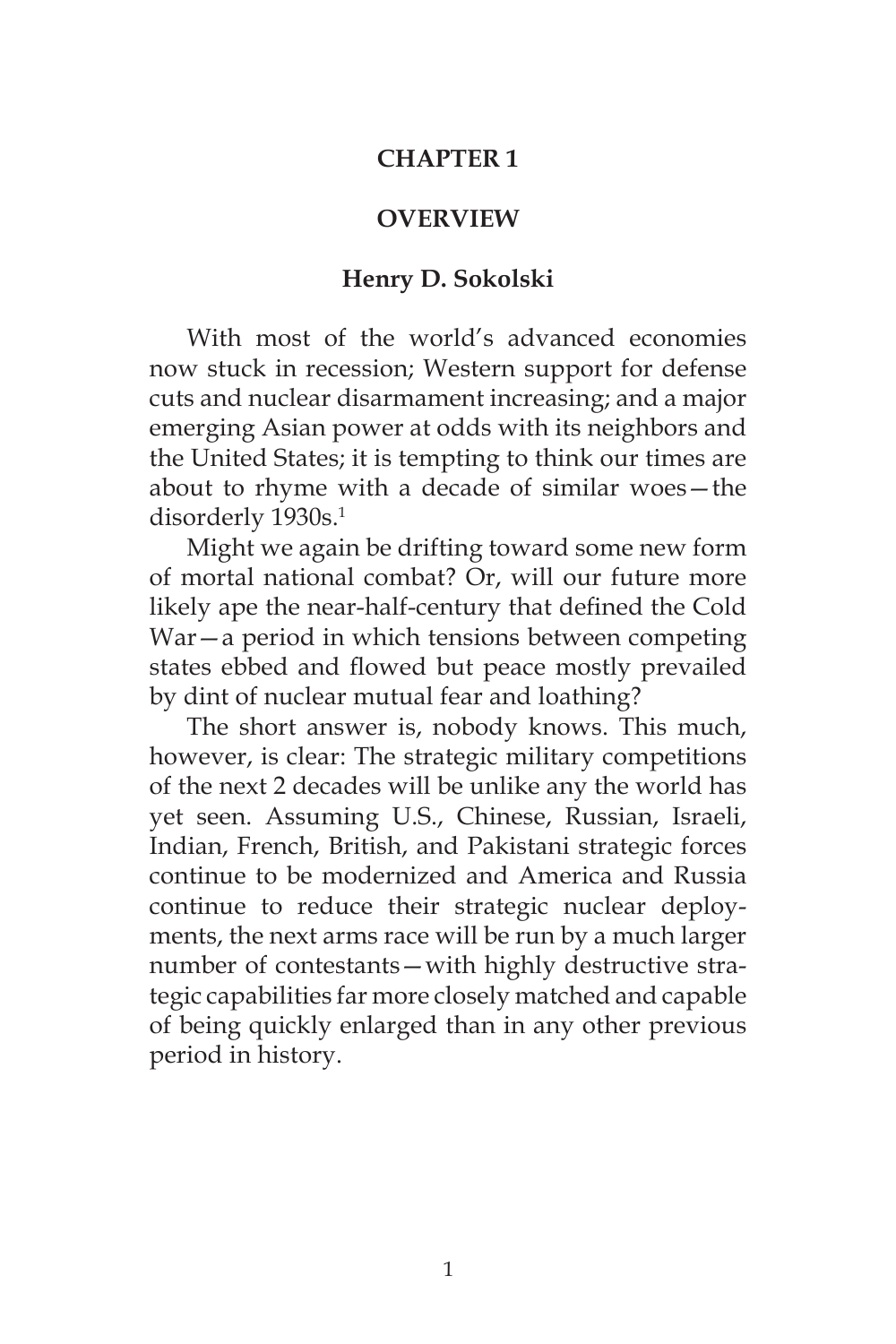# CHAPTER 1

## OVERVIEW

### Henry D. Sokolski

With most of the world's advanced economies now stuck in recession; Western support for defense cuts and nuclear disarmament increasing; and a major emerging Asian power at odds with its neighbors and the United States; it is tempting to think our times are about to rhyme with a decade of similar woes—the disorderly 1930s.[1]

Might we again be drifting toward some new form of mortal national combat? Or, will our future more likely ape the near-half-century that defined the Cold War—a period in which tensions between competing states ebbed and flowed but peace mostly prevailed by dint of nuclear mutual fear and loathing?

The short answer is, nobody knows. This much, however, is clear: The strategic military competitions of the next 2 decades will be unlike any the world has yet seen. Assuming U.S., Chinese, Russian, Israeli, Indian, French, British, and Pakistani strategic forces continue to be modernized and America and Russia continue to reduce their strategic nuclear deployments, the next arms race will be run by a much larger number of contestants—with highly destructive strategic capabilities far more closely matched and capable of being quickly enlarged than in any other previous period in history.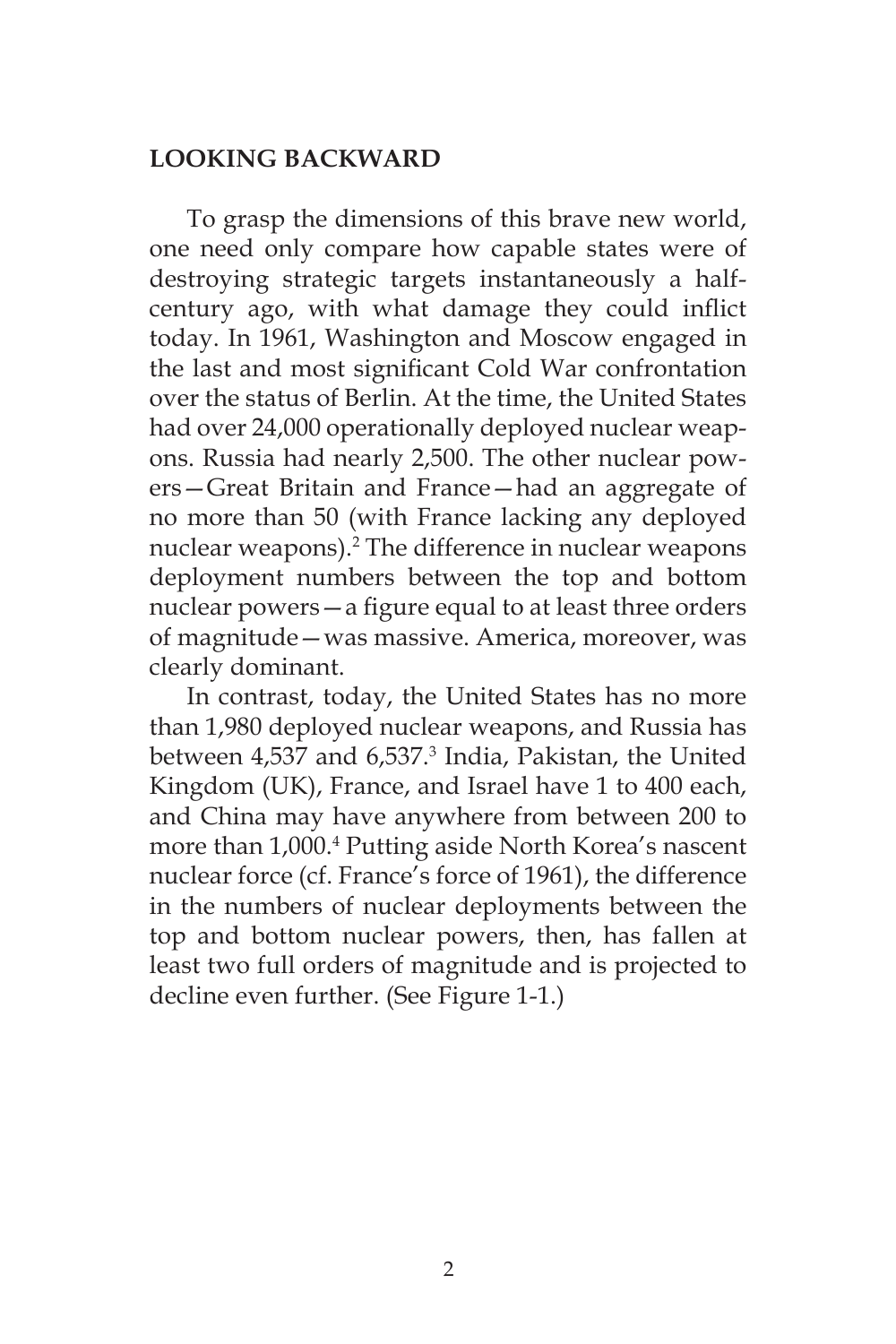## LOOKING BACKWARD

To grasp the dimensions of this brave new world, one need only compare how capable states were of destroying strategic targets instantaneously a half-century ago, with what damage they could inflict today. In 1961, Washington and Moscow engaged in the last and most significant Cold War confrontation over the status of Berlin. At the time, the United States had over 24,000 operationally deployed nuclear weapons. Russia had nearly 2,500. The other nuclear powers—Great Britain and France—had an aggregate of no more than 50 (with France lacking any deployed nuclear weapons).[2] The difference in nuclear weapons deployment numbers between the top and bottom nuclear powers—a figure equal to at least three orders of magnitude—was massive. America, moreover, was clearly dominant.

In contrast, today, the United States has no more than 1,980 deployed nuclear weapons, and Russia has between 4,537 and 6,537.[3] India, Pakistan, the United Kingdom (UK), France, and Israel have 1 to 400 each, and China may have anywhere from between 200 to more than 1,000.[4] Putting aside North Korea's nascent nuclear force (cf. France's force of 1961), the difference in the numbers of nuclear deployments between the top and bottom nuclear powers, then, has fallen at least two full orders of magnitude and is projected to decline even further. (See Figure 1-1.)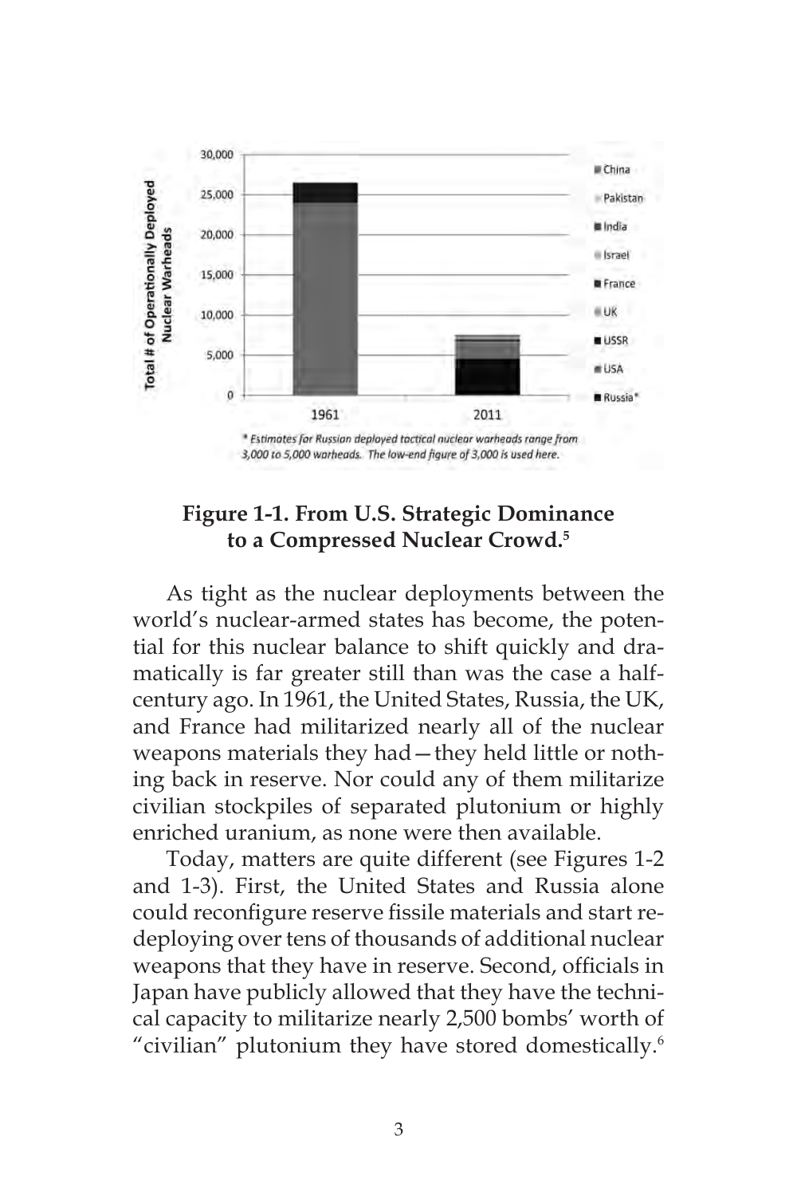**Figure 1-1. From U.S. Strategic Dominance to a Compressed Nuclear Crowd.**[5]

As tight as the nuclear deployments between the world's nuclear-armed states has become, the potential for this nuclear balance to shift quickly and dramatically is far greater still than was the case a half-century ago. In 1961, the United States, Russia, the UK, and France had militarized nearly all of the nuclear weapons materials they had—they held little or nothing back in reserve. Nor could any of them militarize civilian stockpiles of separated plutonium or highly enriched uranium, as none were then available.

Today, matters are quite different (see Figures 1-2 and 1-3). First, the United States and Russia alone could reconfigure reserve fissile materials and start redeploying over tens of thousands of additional nuclear weapons that they have in reserve. Second, officials in Japan have publicly allowed that they have the technical capacity to militarize nearly 2,500 bombs' worth of "civilian" plutonium they have stored domestically.[6]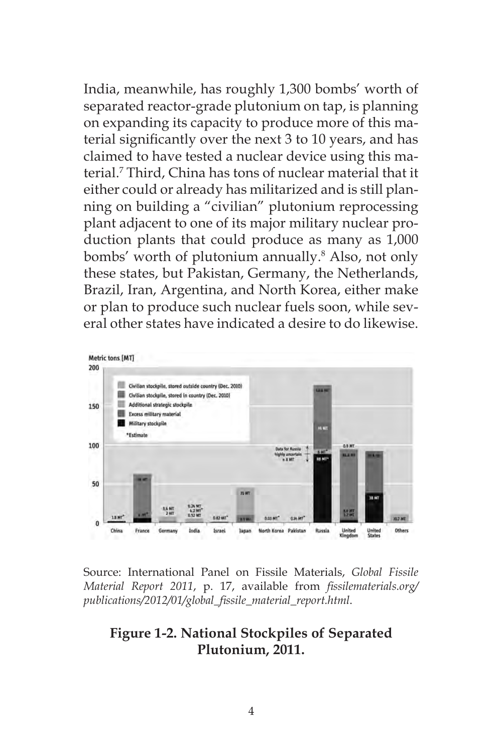India, meanwhile, has roughly 1,300 bombs' worth of separated reactor-grade plutonium on tap, is planning on expanding its capacity to produce more of this material significantly over the next 3 to 10 years, and has claimed to have tested a nuclear device using this material.[7] Third, China has tons of nuclear material that it either could or already has militarized and is still planning on building a "civilian" plutonium reprocessing plant adjacent to one of its major military nuclear production plants that could produce as many as 1,000 bombs' worth of plutonium annually.[8] Also, not only these states, but Pakistan, Germany, the Netherlands, Brazil, Iran, Argentina, and North Korea, either make or plan to produce such nuclear fuels soon, while several other states have indicated a desire to do likewise.

Source: International Panel on Fissile Materials, *Global Fissile Material Report 2011*, p. 17, available from *fissilematerials.org/publications/2012/01/global_fissile_material_report.html*.

**Figure 1-2. National Stockpiles of Separated Plutonium, 2011.**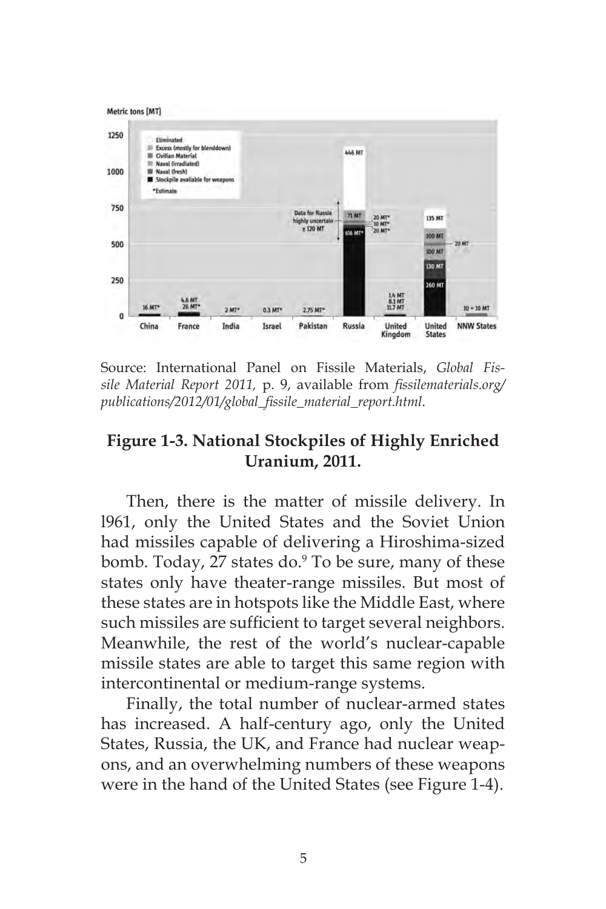Source: International Panel on Fissile Materials, *Global Fissile Material Report 2011*, p. 9, available from *fissilematerials.org/publications/2012/01/global_fissile_material_report.html*.

**Figure 1-3. National Stockpiles of Highly Enriched Uranium, 2011.**

Then, there is the matter of missile delivery. In l961, only the United States and the Soviet Union had missiles capable of delivering a Hiroshima-sized bomb. Today, 27 states do.[9] To be sure, many of these states only have theater-range missiles. But most of these states are in hotspots like the Middle East, where such missiles are sufficient to target several neighbors. Meanwhile, the rest of the world's nuclear-capable missile states are able to target this same region with intercontinental or medium-range systems.

Finally, the total number of nuclear-armed states has increased. A half-century ago, only the United States, Russia, the UK, and France had nuclear weapons, and an overwhelming numbers of these weapons were in the hand of the United States (see Figure 1-4).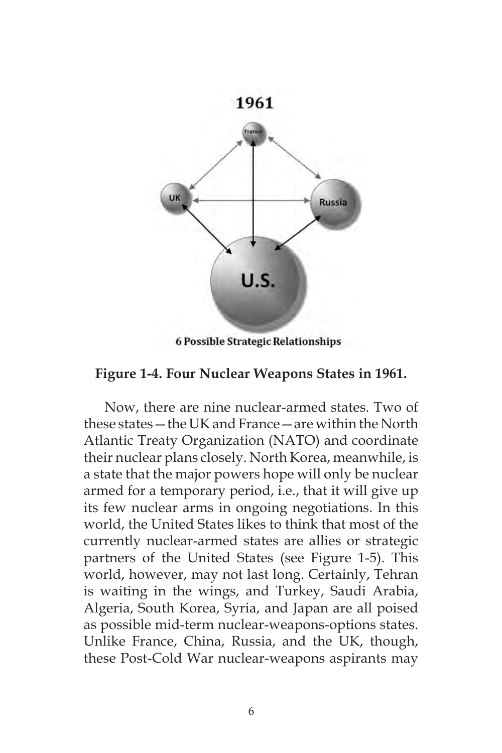**Figure 1-4. Four Nuclear Weapons States in 1961.**

Now, there are nine nuclear-armed states. Two of these states—the UK and France—are within the North Atlantic Treaty Organization (NATO) and coordinate their nuclear plans closely. North Korea, meanwhile, is a state that the major powers hope will only be nuclear armed for a temporary period, i.e., that it will give up its few nuclear arms in ongoing negotiations. In this world, the United States likes to think that most of the currently nuclear-armed states are allies or strategic partners of the United States (see Figure 1-5). This world, however, may not last long. Certainly, Tehran is waiting in the wings, and Turkey, Saudi Arabia, Algeria, South Korea, Syria, and Japan are all poised as possible mid-term nuclear-weapons-options states. Unlike France, China, Russia, and the UK, though, these Post-Cold War nuclear-weapons aspirants may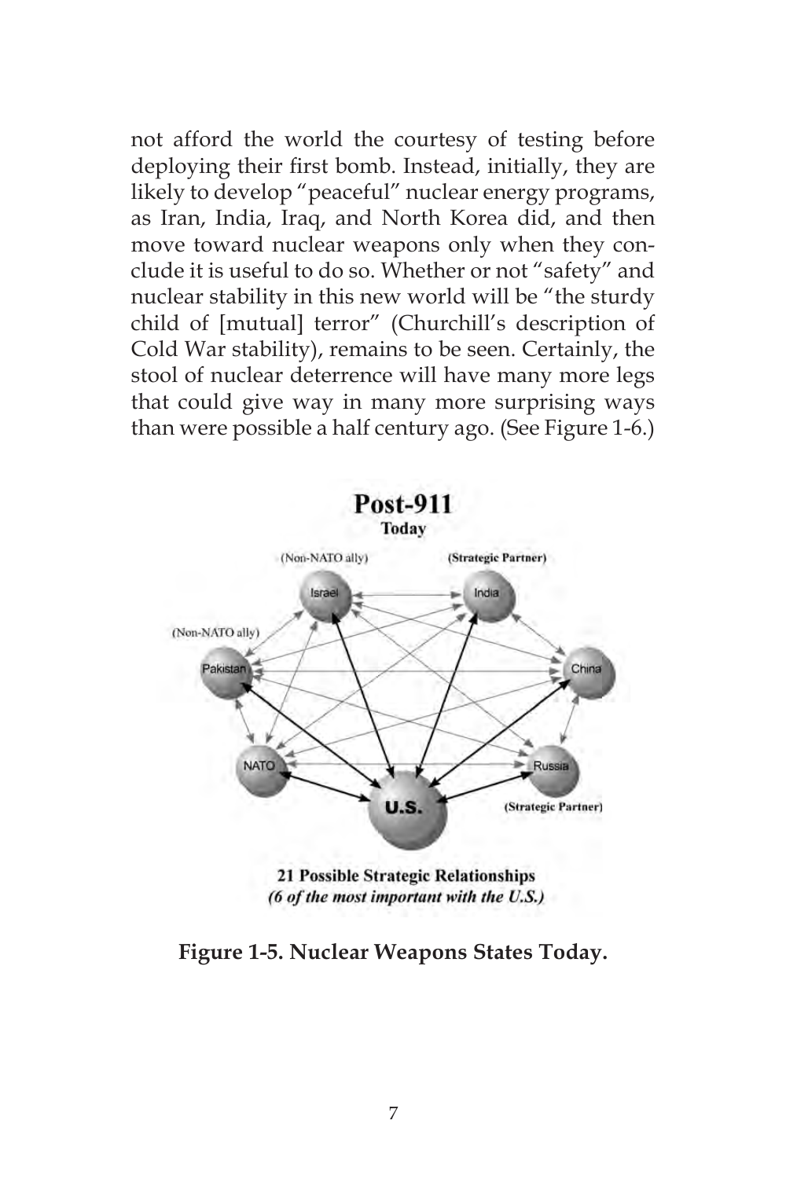not afford the world the courtesy of testing before deploying their first bomb. Instead, initially, they are likely to develop "peaceful" nuclear energy programs, as Iran, India, Iraq, and North Korea did, and then move toward nuclear weapons only when they conclude it is useful to do so. Whether or not "safety" and nuclear stability in this new world will be "the sturdy child of [mutual] terror" (Churchill's description of Cold War stability), remains to be seen. Certainly, the stool of nuclear deterrence will have many more legs that could give way in many more surprising ways than were possible a half century ago. (See Figure 1-6.)

**Figure 1-5. Nuclear Weapons States Today.**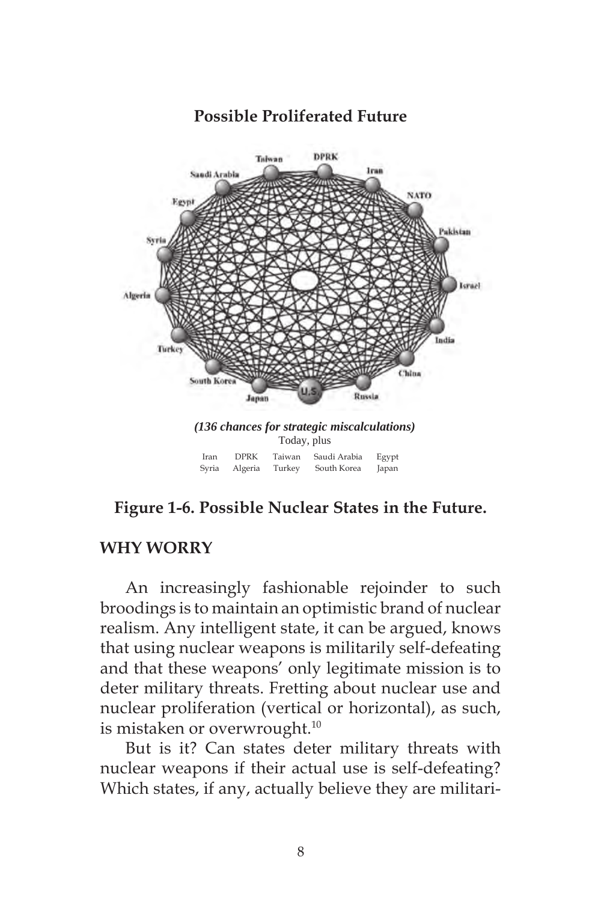**Possible Proliferated Future**

***(136 chances for strategic miscalculations)***

Today, plus

| | | | | |
|---|---|---|---|---|
| Iran | DPRK | Taiwan | Saudi Arabia | Egypt |
| Syria | Algeria | Turkey | South Korea | Japan |

**Figure 1-6. Possible Nuclear States in the Future.**

## WHY WORRY

An increasingly fashionable rejoinder to such broodings is to maintain an optimistic brand of nuclear realism. Any intelligent state, it can be argued, knows that using nuclear weapons is militarily self-defeating and that these weapons' only legitimate mission is to deter military threats. Fretting about nuclear use and nuclear proliferation (vertical or horizontal), as such, is mistaken or overwrought.[10]

But is it? Can states deter military threats with nuclear weapons if their actual use is self-defeating? Which states, if any, actually believe they are militari-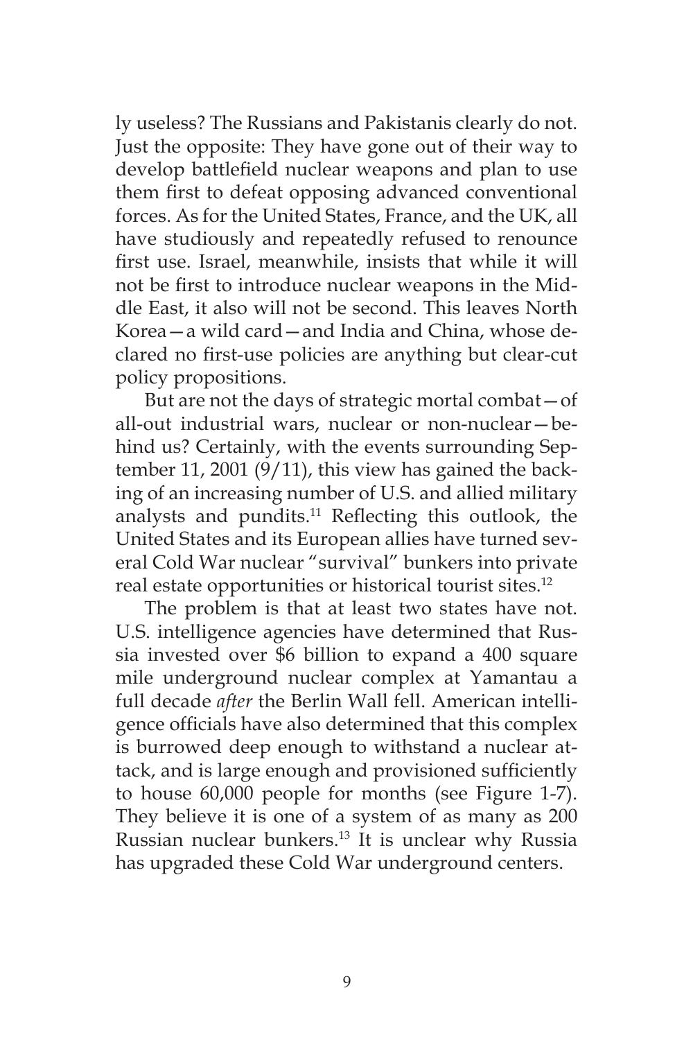ly useless? The Russians and Pakistanis clearly do not. Just the opposite: They have gone out of their way to develop battlefield nuclear weapons and plan to use them first to defeat opposing advanced conventional forces. As for the United States, France, and the UK, all have studiously and repeatedly refused to renounce first use. Israel, meanwhile, insists that while it will not be first to introduce nuclear weapons in the Middle East, it also will not be second. This leaves North Korea—a wild card—and India and China, whose declared no first-use policies are anything but clear-cut policy propositions.

But are not the days of strategic mortal combat—of all-out industrial wars, nuclear or non-nuclear—behind us? Certainly, with the events surrounding September 11, 2001 (9/11), this view has gained the backing of an increasing number of U.S. and allied military analysts and pundits.[11] Reflecting this outlook, the United States and its European allies have turned several Cold War nuclear "survival" bunkers into private real estate opportunities or historical tourist sites.[12]

The problem is that at least two states have not. U.S. intelligence agencies have determined that Russia invested over $6 billion to expand a 400 square mile underground nuclear complex at Yamantau a full decade *after* the Berlin Wall fell. American intelligence officials have also determined that this complex is burrowed deep enough to withstand a nuclear attack, and is large enough and provisioned sufficiently to house 60,000 people for months (see Figure 1-7). They believe it is one of a system of as many as 200 Russian nuclear bunkers.[13] It is unclear why Russia has upgraded these Cold War underground centers.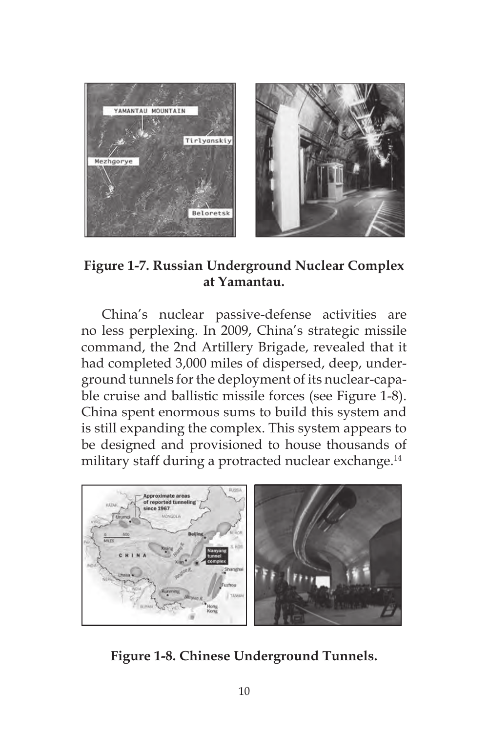**Figure 1-7. Russian Underground Nuclear Complex at Yamantau.**

China's nuclear passive-defense activities are no less perplexing. In 2009, China's strategic missile command, the 2nd Artillery Brigade, revealed that it had completed 3,000 miles of dispersed, deep, underground tunnels for the deployment of its nuclear-capable cruise and ballistic missile forces (see Figure 1-8). China spent enormous sums to build this system and is still expanding the complex. This system appears to be designed and provisioned to house thousands of military staff during a protracted nuclear exchange.[14]

**Figure 1-8. Chinese Underground Tunnels.**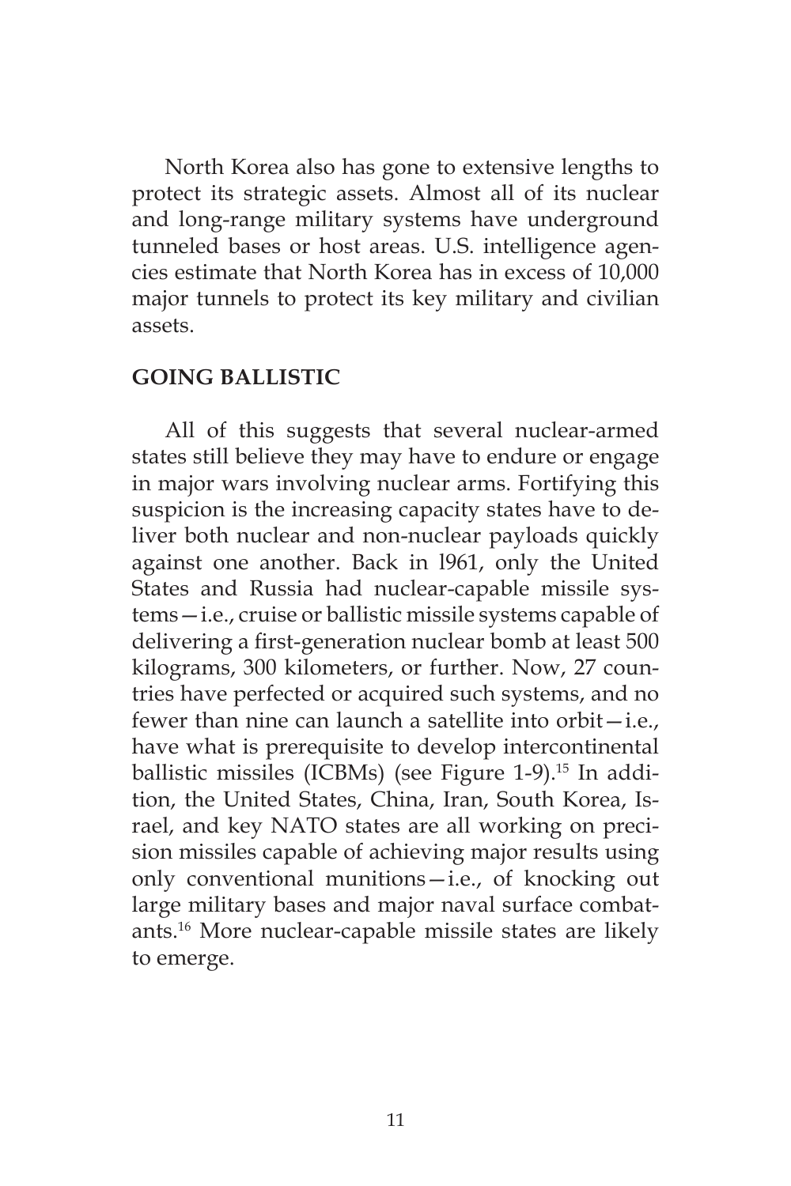North Korea also has gone to extensive lengths to protect its strategic assets. Almost all of its nuclear and long-range military systems have underground tunneled bases or host areas. U.S. intelligence agencies estimate that North Korea has in excess of 10,000 major tunnels to protect its key military and civilian assets.

## GOING BALLISTIC

All of this suggests that several nuclear-armed states still believe they may have to endure or engage in major wars involving nuclear arms. Fortifying this suspicion is the increasing capacity states have to deliver both nuclear and non-nuclear payloads quickly against one another. Back in l961, only the United States and Russia had nuclear-capable missile systems—i.e., cruise or ballistic missile systems capable of delivering a first-generation nuclear bomb at least 500 kilograms, 300 kilometers, or further. Now, 27 countries have perfected or acquired such systems, and no fewer than nine can launch a satellite into orbit—i.e., have what is prerequisite to develop intercontinental ballistic missiles (ICBMs) (see Figure 1-9).[15] In addition, the United States, China, Iran, South Korea, Israel, and key NATO states are all working on precision missiles capable of achieving major results using only conventional munitions—i.e., of knocking out large military bases and major naval surface combatants.[16] More nuclear-capable missile states are likely to emerge.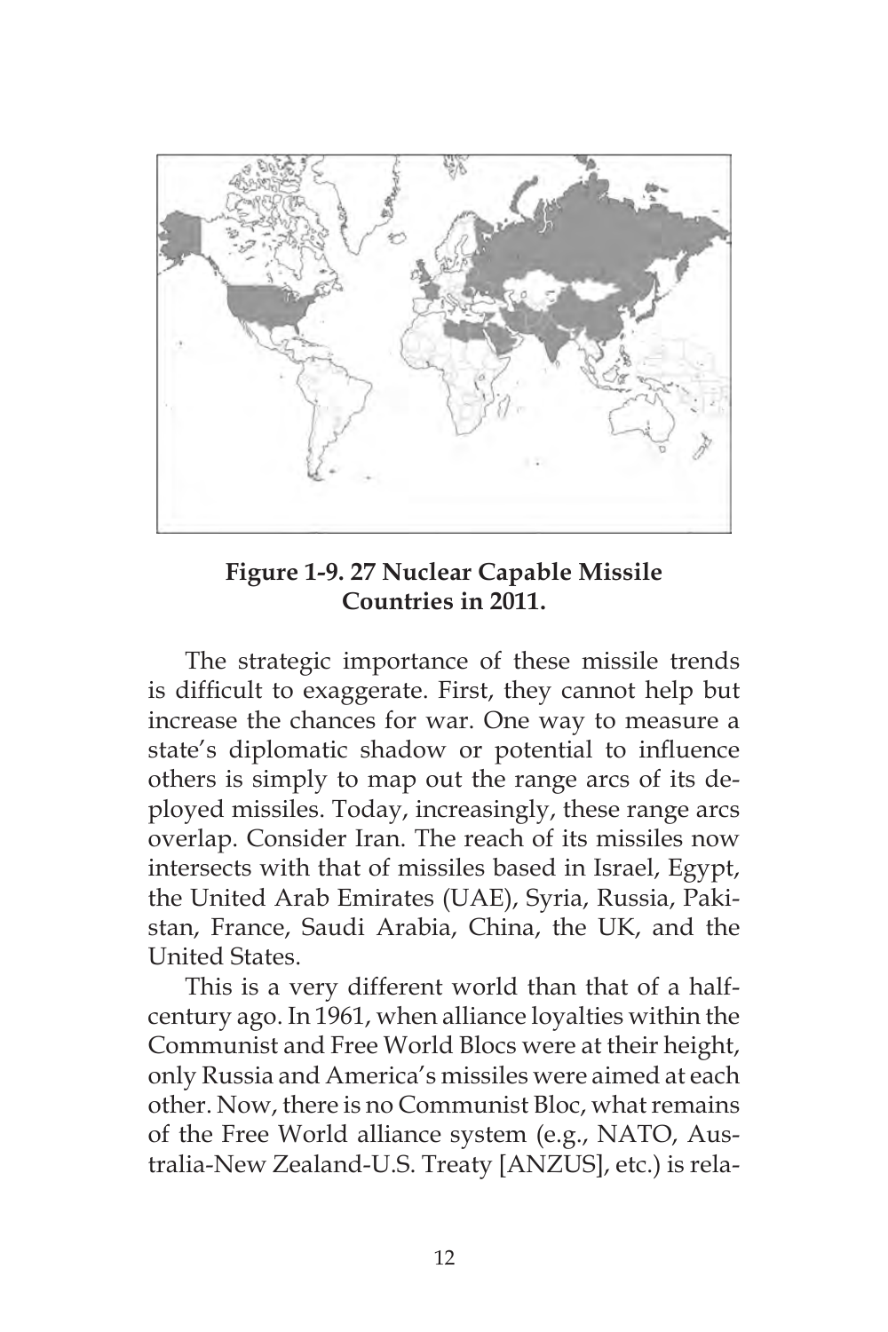**Figure 1-9. 27 Nuclear Capable Missile Countries in 2011.**

The strategic importance of these missile trends is difficult to exaggerate. First, they cannot help but increase the chances for war. One way to measure a state's diplomatic shadow or potential to influence others is simply to map out the range arcs of its deployed missiles. Today, increasingly, these range arcs overlap. Consider Iran. The reach of its missiles now intersects with that of missiles based in Israel, Egypt, the United Arab Emirates (UAE), Syria, Russia, Pakistan, France, Saudi Arabia, China, the UK, and the United States.

This is a very different world than that of a half-century ago. In 1961, when alliance loyalties within the Communist and Free World Blocs were at their height, only Russia and America's missiles were aimed at each other. Now, there is no Communist Bloc, what remains of the Free World alliance system (e.g., NATO, Australia-New Zealand-U.S. Treaty [ANZUS], etc.) is rela-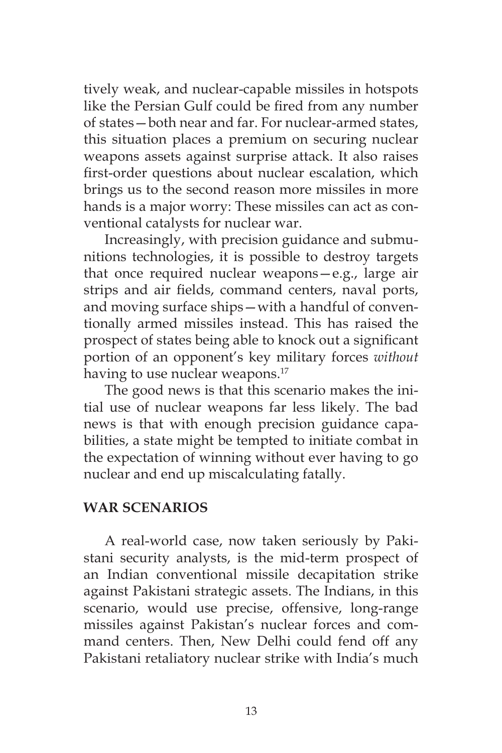tively weak, and nuclear-capable missiles in hotspots like the Persian Gulf could be fired from any number of states—both near and far. For nuclear-armed states, this situation places a premium on securing nuclear weapons assets against surprise attack. It also raises first-order questions about nuclear escalation, which brings us to the second reason more missiles in more hands is a major worry: These missiles can act as conventional catalysts for nuclear war.

Increasingly, with precision guidance and submunitions technologies, it is possible to destroy targets that once required nuclear weapons—e.g., large air strips and air fields, command centers, naval ports, and moving surface ships—with a handful of conventionally armed missiles instead. This has raised the prospect of states being able to knock out a significant portion of an opponent's key military forces *without* having to use nuclear weapons.[17]

The good news is that this scenario makes the initial use of nuclear weapons far less likely. The bad news is that with enough precision guidance capabilities, a state might be tempted to initiate combat in the expectation of winning without ever having to go nuclear and end up miscalculating fatally.

## WAR SCENARIOS

A real-world case, now taken seriously by Pakistani security analysts, is the mid-term prospect of an Indian conventional missile decapitation strike against Pakistani strategic assets. The Indians, in this scenario, would use precise, offensive, long-range missiles against Pakistan's nuclear forces and command centers. Then, New Delhi could fend off any Pakistani retaliatory nuclear strike with India's much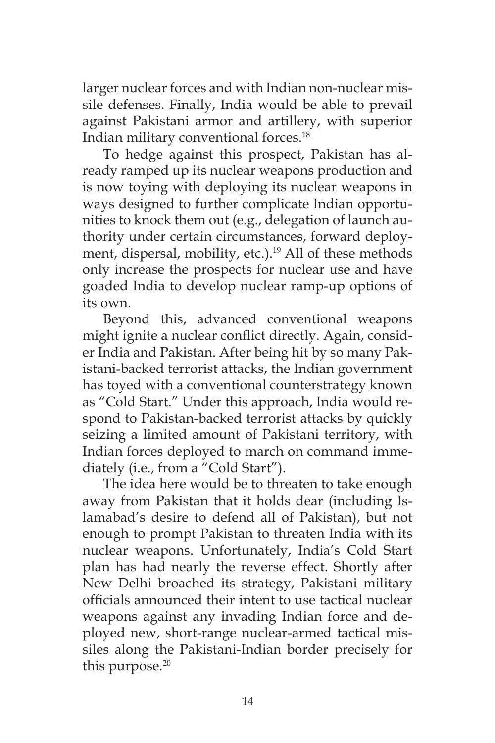larger nuclear forces and with Indian non-nuclear missile defenses. Finally, India would be able to prevail against Pakistani armor and artillery, with superior Indian military conventional forces.[18]

To hedge against this prospect, Pakistan has already ramped up its nuclear weapons production and is now toying with deploying its nuclear weapons in ways designed to further complicate Indian opportunities to knock them out (e.g., delegation of launch authority under certain circumstances, forward deployment, dispersal, mobility, etc.).[19] All of these methods only increase the prospects for nuclear use and have goaded India to develop nuclear ramp-up options of its own.

Beyond this, advanced conventional weapons might ignite a nuclear conflict directly. Again, consider India and Pakistan. After being hit by so many Pakistani-backed terrorist attacks, the Indian government has toyed with a conventional counterstrategy known as "Cold Start." Under this approach, India would respond to Pakistan-backed terrorist attacks by quickly seizing a limited amount of Pakistani territory, with Indian forces deployed to march on command immediately (i.e., from a "Cold Start").

The idea here would be to threaten to take enough away from Pakistan that it holds dear (including Islamabad's desire to defend all of Pakistan), but not enough to prompt Pakistan to threaten India with its nuclear weapons. Unfortunately, India's Cold Start plan has had nearly the reverse effect. Shortly after New Delhi broached its strategy, Pakistani military officials announced their intent to use tactical nuclear weapons against any invading Indian force and deployed new, short-range nuclear-armed tactical missiles along the Pakistani-Indian border precisely for this purpose.[20]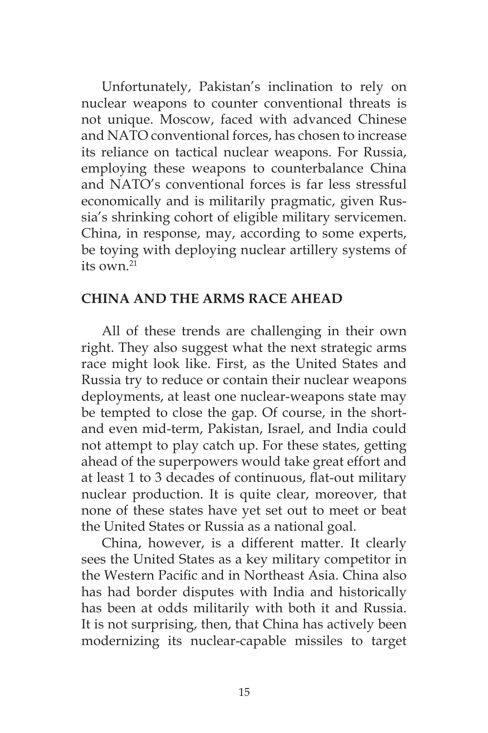Unfortunately, Pakistan's inclination to rely on nuclear weapons to counter conventional threats is not unique. Moscow, faced with advanced Chinese and NATO conventional forces, has chosen to increase its reliance on tactical nuclear weapons. For Russia, employing these weapons to counterbalance China and NATO's conventional forces is far less stressful economically and is militarily pragmatic, given Russia's shrinking cohort of eligible military servicemen. China, in response, may, according to some experts, be toying with deploying nuclear artillery systems of its own.[21]

## CHINA AND THE ARMS RACE AHEAD

All of these trends are challenging in their own right. They also suggest what the next strategic arms race might look like. First, as the United States and Russia try to reduce or contain their nuclear weapons deployments, at least one nuclear-weapons state may be tempted to close the gap. Of course, in the short- and even mid-term, Pakistan, Israel, and India could not attempt to play catch up. For these states, getting ahead of the superpowers would take great effort and at least 1 to 3 decades of continuous, flat-out military nuclear production. It is quite clear, moreover, that none of these states have yet set out to meet or beat the United States or Russia as a national goal.

China, however, is a different matter. It clearly sees the United States as a key military competitor in the Western Pacific and in Northeast Asia. China also has had border disputes with India and historically has been at odds militarily with both it and Russia. It is not surprising, then, that China has actively been modernizing its nuclear-capable missiles to target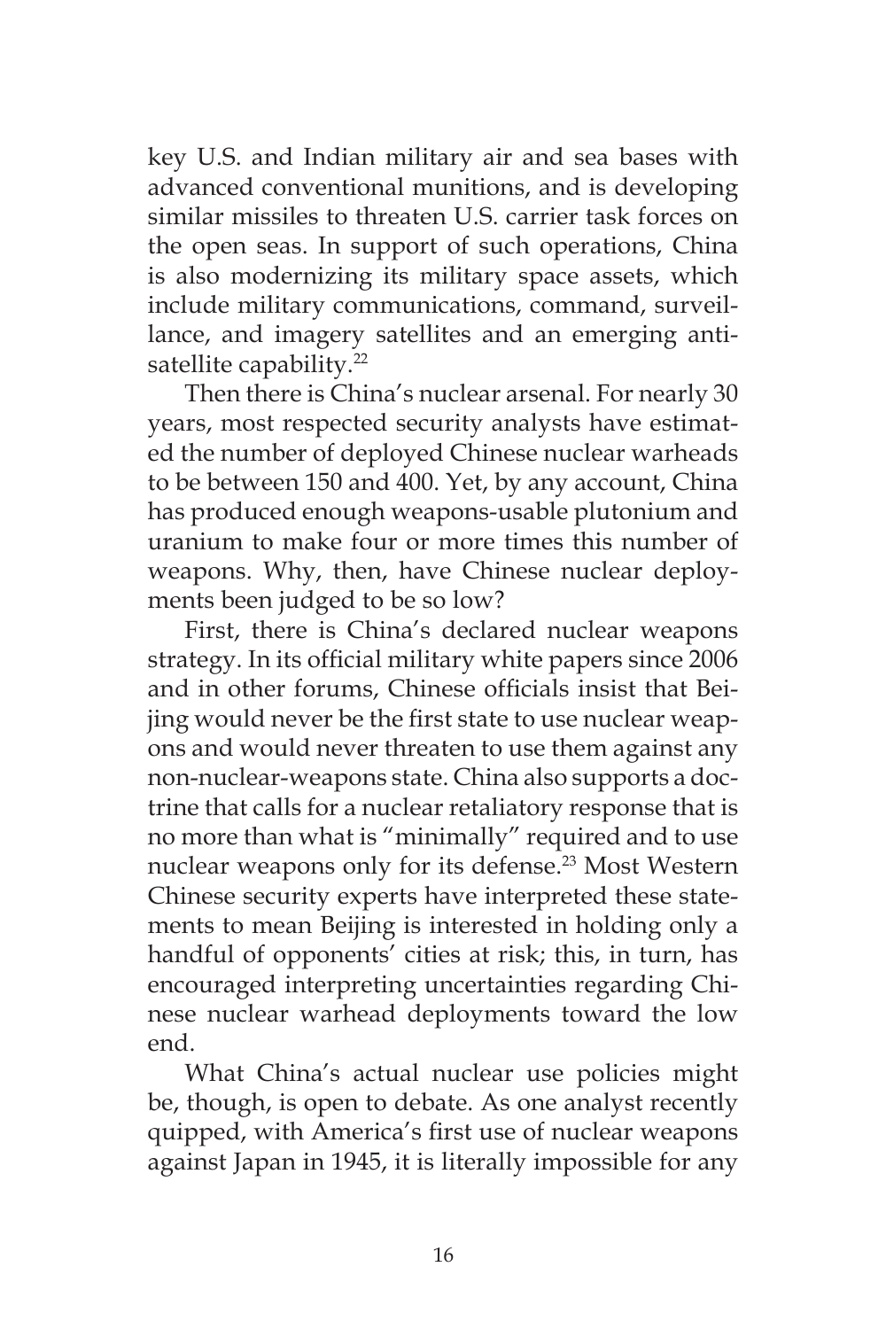key U.S. and Indian military air and sea bases with advanced conventional munitions, and is developing similar missiles to threaten U.S. carrier task forces on the open seas. In support of such operations, China is also modernizing its military space assets, which include military communications, command, surveillance, and imagery satellites and an emerging anti-satellite capability.[22]

Then there is China's nuclear arsenal. For nearly 30 years, most respected security analysts have estimated the number of deployed Chinese nuclear warheads to be between 150 and 400. Yet, by any account, China has produced enough weapons-usable plutonium and uranium to make four or more times this number of weapons. Why, then, have Chinese nuclear deployments been judged to be so low?

First, there is China's declared nuclear weapons strategy. In its official military white papers since 2006 and in other forums, Chinese officials insist that Beijing would never be the first state to use nuclear weapons and would never threaten to use them against any non-nuclear-weapons state. China also supports a doctrine that calls for a nuclear retaliatory response that is no more than what is "minimally" required and to use nuclear weapons only for its defense.[23] Most Western Chinese security experts have interpreted these statements to mean Beijing is interested in holding only a handful of opponents' cities at risk; this, in turn, has encouraged interpreting uncertainties regarding Chinese nuclear warhead deployments toward the low end.

What China's actual nuclear use policies might be, though, is open to debate. As one analyst recently quipped, with America's first use of nuclear weapons against Japan in 1945, it is literally impossible for any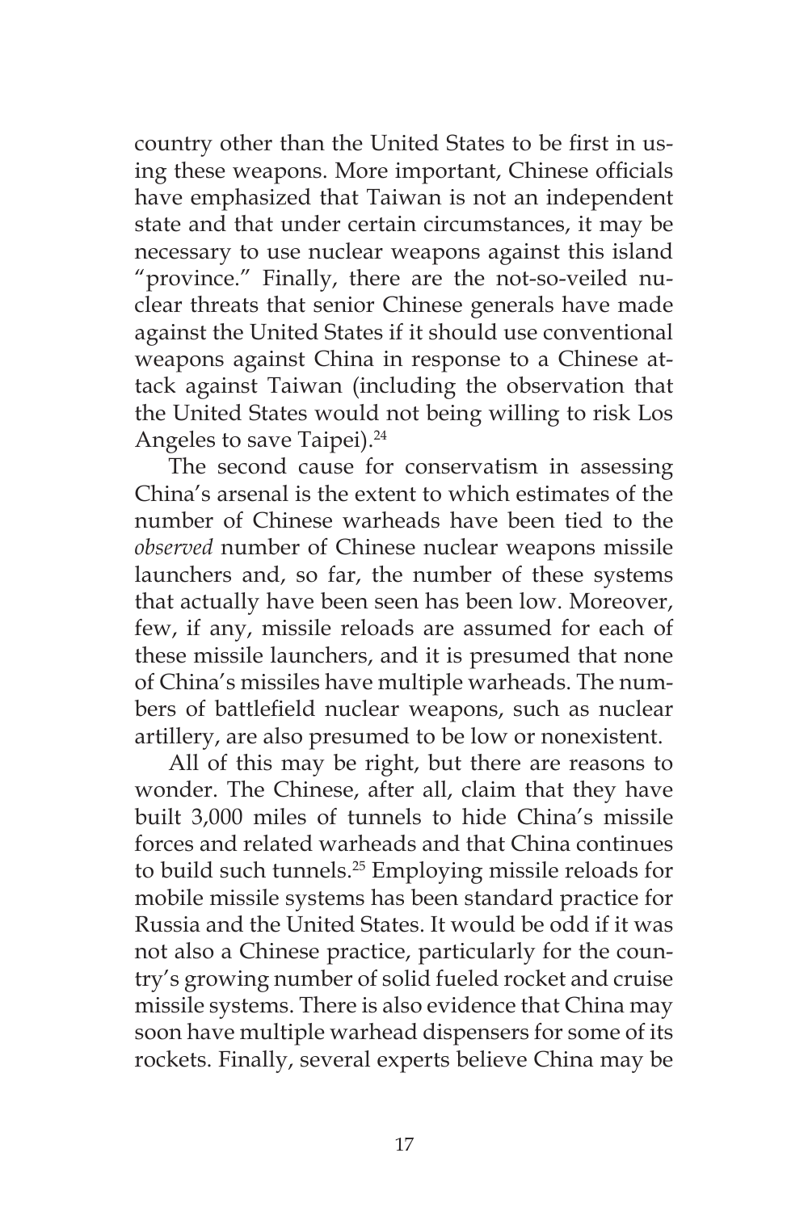country other than the United States to be first in using these weapons. More important, Chinese officials have emphasized that Taiwan is not an independent state and that under certain circumstances, it may be necessary to use nuclear weapons against this island "province." Finally, there are the not-so-veiled nuclear threats that senior Chinese generals have made against the United States if it should use conventional weapons against China in response to a Chinese attack against Taiwan (including the observation that the United States would not being willing to risk Los Angeles to save Taipei).[24]

The second cause for conservatism in assessing China's arsenal is the extent to which estimates of the number of Chinese warheads have been tied to the *observed* number of Chinese nuclear weapons missile launchers and, so far, the number of these systems that actually have been seen has been low. Moreover, few, if any, missile reloads are assumed for each of these missile launchers, and it is presumed that none of China's missiles have multiple warheads. The numbers of battlefield nuclear weapons, such as nuclear artillery, are also presumed to be low or nonexistent.

All of this may be right, but there are reasons to wonder. The Chinese, after all, claim that they have built 3,000 miles of tunnels to hide China's missile forces and related warheads and that China continues to build such tunnels.[25] Employing missile reloads for mobile missile systems has been standard practice for Russia and the United States. It would be odd if it was not also a Chinese practice, particularly for the country's growing number of solid fueled rocket and cruise missile systems. There is also evidence that China may soon have multiple warhead dispensers for some of its rockets. Finally, several experts believe China may be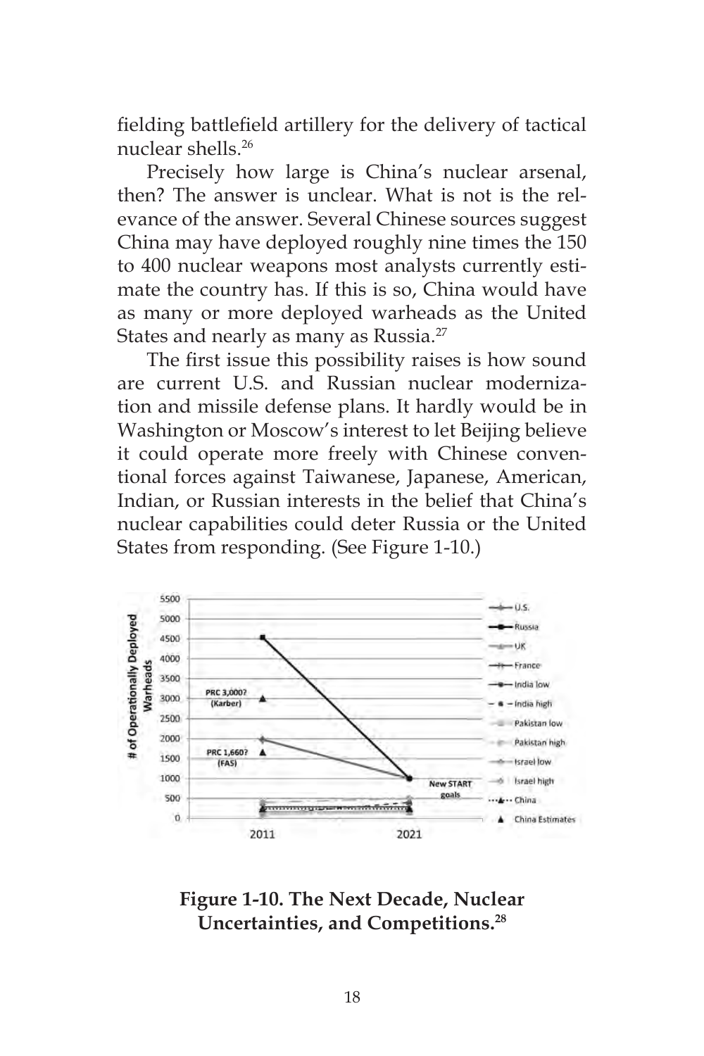fielding battlefield artillery for the delivery of tactical nuclear shells.[26]

Precisely how large is China's nuclear arsenal, then? The answer is unclear. What is not is the relevance of the answer. Several Chinese sources suggest China may have deployed roughly nine times the 150 to 400 nuclear weapons most analysts currently estimate the country has. If this is so, China would have as many or more deployed warheads as the United States and nearly as many as Russia.[27]

The first issue this possibility raises is how sound are current U.S. and Russian nuclear modernization and missile defense plans. It hardly would be in Washington or Moscow's interest to let Beijing believe it could operate more freely with Chinese conventional forces against Taiwanese, Japanese, American, Indian, or Russian interests in the belief that China's nuclear capabilities could deter Russia or the United States from responding. (See Figure 1-10.)

**Figure 1-10. The Next Decade, Nuclear Uncertainties, and Competitions.[28]**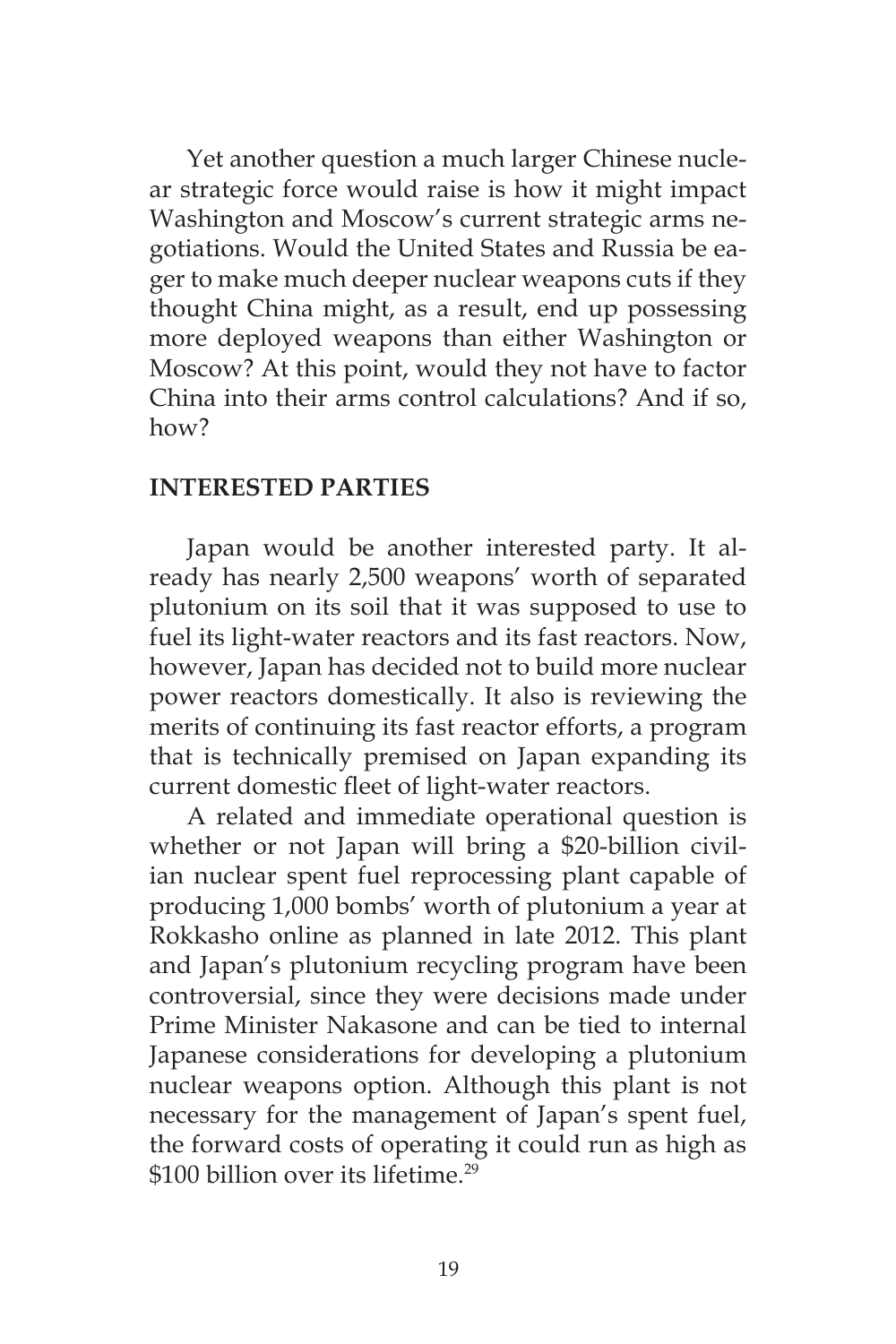Yet another question a much larger Chinese nuclear strategic force would raise is how it might impact Washington and Moscow's current strategic arms negotiations. Would the United States and Russia be eager to make much deeper nuclear weapons cuts if they thought China might, as a result, end up possessing more deployed weapons than either Washington or Moscow? At this point, would they not have to factor China into their arms control calculations? And if so, how?

## INTERESTED PARTIES

Japan would be another interested party. It already has nearly 2,500 weapons' worth of separated plutonium on its soil that it was supposed to use to fuel its light-water reactors and its fast reactors. Now, however, Japan has decided not to build more nuclear power reactors domestically. It also is reviewing the merits of continuing its fast reactor efforts, a program that is technically premised on Japan expanding its current domestic fleet of light-water reactors.

A related and immediate operational question is whether or not Japan will bring a $20-billion civilian nuclear spent fuel reprocessing plant capable of producing 1,000 bombs' worth of plutonium a year at Rokkasho online as planned in late 2012. This plant and Japan's plutonium recycling program have been controversial, since they were decisions made under Prime Minister Nakasone and can be tied to internal Japanese considerations for developing a plutonium nuclear weapons option. Although this plant is not necessary for the management of Japan's spent fuel, the forward costs of operating it could run as high as $100 billion over its lifetime.[29]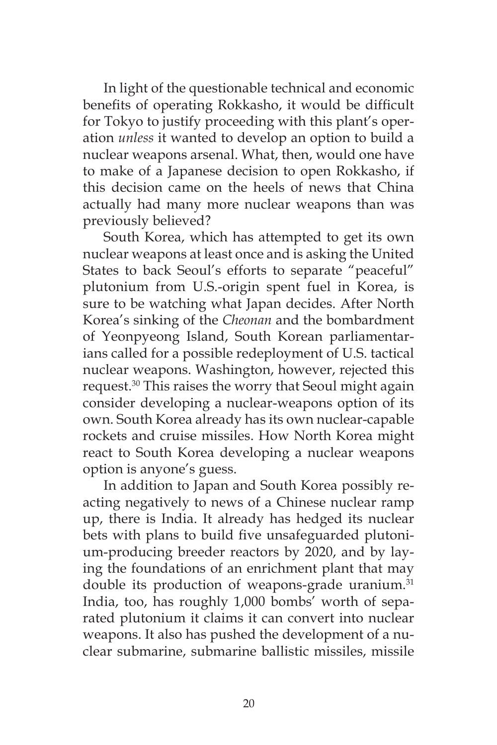In light of the questionable technical and economic benefits of operating Rokkasho, it would be difficult for Tokyo to justify proceeding with this plant's operation *unless* it wanted to develop an option to build a nuclear weapons arsenal. What, then, would one have to make of a Japanese decision to open Rokkasho, if this decision came on the heels of news that China actually had many more nuclear weapons than was previously believed?

South Korea, which has attempted to get its own nuclear weapons at least once and is asking the United States to back Seoul's efforts to separate "peaceful" plutonium from U.S.-origin spent fuel in Korea, is sure to be watching what Japan decides. After North Korea's sinking of the *Cheonan* and the bombardment of Yeonpyeong Island, South Korean parliamentarians called for a possible redeployment of U.S. tactical nuclear weapons. Washington, however, rejected this request.[30] This raises the worry that Seoul might again consider developing a nuclear-weapons option of its own. South Korea already has its own nuclear-capable rockets and cruise missiles. How North Korea might react to South Korea developing a nuclear weapons option is anyone's guess.

In addition to Japan and South Korea possibly reacting negatively to news of a Chinese nuclear ramp up, there is India. It already has hedged its nuclear bets with plans to build five unsafeguarded plutonium-producing breeder reactors by 2020, and by laying the foundations of an enrichment plant that may double its production of weapons-grade uranium.[31] India, too, has roughly 1,000 bombs' worth of separated plutonium it claims it can convert into nuclear weapons. It also has pushed the development of a nuclear submarine, submarine ballistic missiles, missile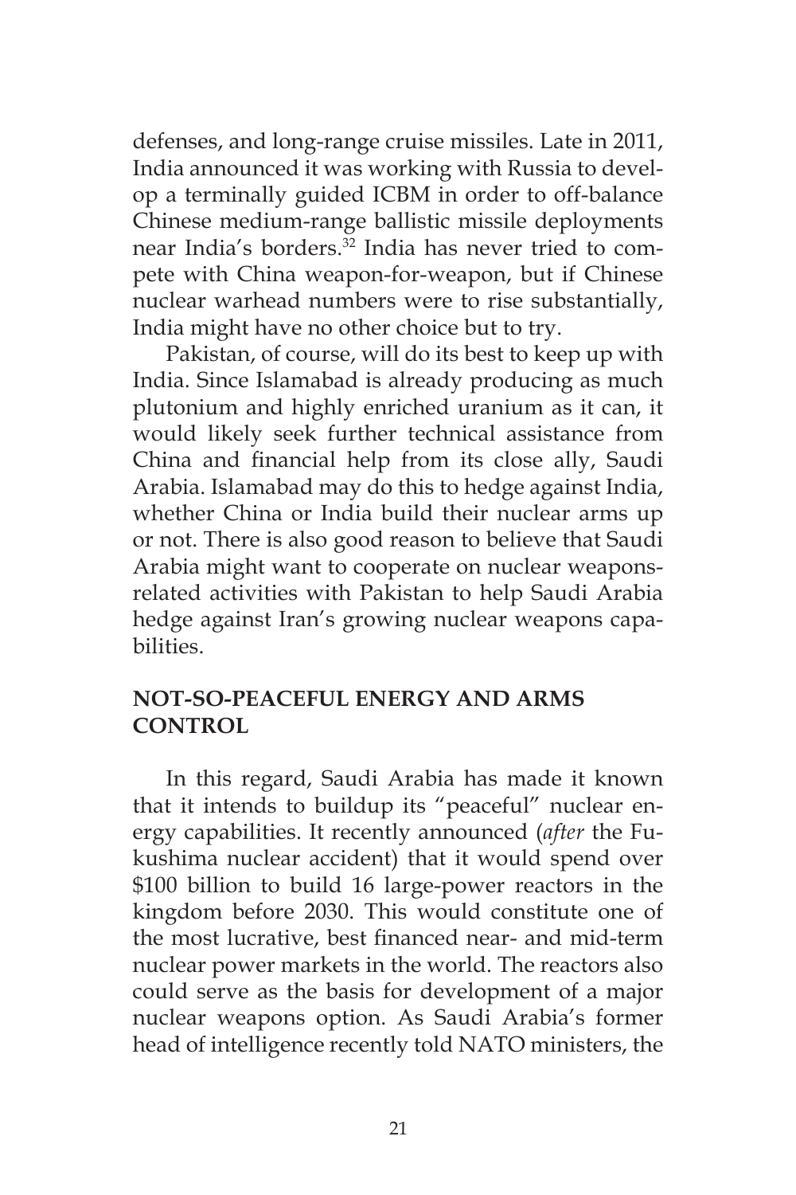defenses, and long-range cruise missiles. Late in 2011, India announced it was working with Russia to develop a terminally guided ICBM in order to off-balance Chinese medium-range ballistic missile deployments near India's borders.[32] India has never tried to compete with China weapon-for-weapon, but if Chinese nuclear warhead numbers were to rise substantially, India might have no other choice but to try.

Pakistan, of course, will do its best to keep up with India. Since Islamabad is already producing as much plutonium and highly enriched uranium as it can, it would likely seek further technical assistance from China and financial help from its close ally, Saudi Arabia. Islamabad may do this to hedge against India, whether China or India build their nuclear arms up or not. There is also good reason to believe that Saudi Arabia might want to cooperate on nuclear weapons-related activities with Pakistan to help Saudi Arabia hedge against Iran's growing nuclear weapons capabilities.

## NOT-SO-PEACEFUL ENERGY AND ARMS CONTROL

In this regard, Saudi Arabia has made it known that it intends to buildup its "peaceful" nuclear energy capabilities. It recently announced (*after* the Fukushima nuclear accident) that it would spend over $100 billion to build 16 large-power reactors in the kingdom before 2030. This would constitute one of the most lucrative, best financed near- and mid-term nuclear power markets in the world. The reactors also could serve as the basis for development of a major nuclear weapons option. As Saudi Arabia's former head of intelligence recently told NATO ministers, the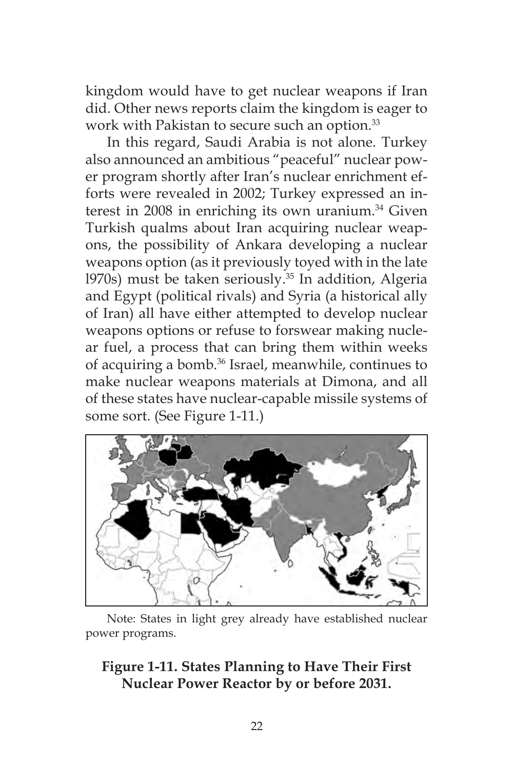kingdom would have to get nuclear weapons if Iran did. Other news reports claim the kingdom is eager to work with Pakistan to secure such an option.[33]

In this regard, Saudi Arabia is not alone. Turkey also announced an ambitious "peaceful" nuclear power program shortly after Iran's nuclear enrichment efforts were revealed in 2002; Turkey expressed an interest in 2008 in enriching its own uranium.[34] Given Turkish qualms about Iran acquiring nuclear weapons, the possibility of Ankara developing a nuclear weapons option (as it previously toyed with in the late l970s) must be taken seriously.[35] In addition, Algeria and Egypt (political rivals) and Syria (a historical ally of Iran) all have either attempted to develop nuclear weapons options or refuse to forswear making nuclear fuel, a process that can bring them within weeks of acquiring a bomb.[36] Israel, meanwhile, continues to make nuclear weapons materials at Dimona, and all of these states have nuclear-capable missile systems of some sort. (See Figure 1-11.)

Note: States in light grey already have established nuclear power programs.

**Figure 1-11. States Planning to Have Their First Nuclear Power Reactor by or before 2031.**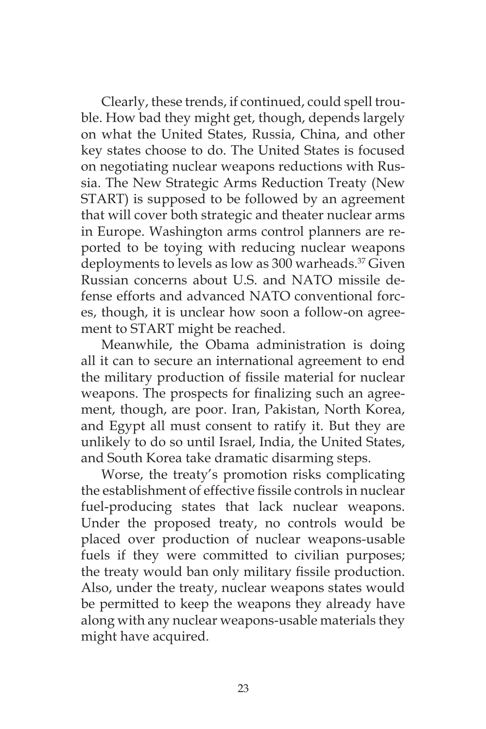Clearly, these trends, if continued, could spell trouble. How bad they might get, though, depends largely on what the United States, Russia, China, and other key states choose to do. The United States is focused on negotiating nuclear weapons reductions with Russia. The New Strategic Arms Reduction Treaty (New START) is supposed to be followed by an agreement that will cover both strategic and theater nuclear arms in Europe. Washington arms control planners are reported to be toying with reducing nuclear weapons deployments to levels as low as 300 warheads.[37] Given Russian concerns about U.S. and NATO missile defense efforts and advanced NATO conventional forces, though, it is unclear how soon a follow-on agreement to START might be reached.

Meanwhile, the Obama administration is doing all it can to secure an international agreement to end the military production of fissile material for nuclear weapons. The prospects for finalizing such an agreement, though, are poor. Iran, Pakistan, North Korea, and Egypt all must consent to ratify it. But they are unlikely to do so until Israel, India, the United States, and South Korea take dramatic disarming steps.

Worse, the treaty's promotion risks complicating the establishment of effective fissile controls in nuclear fuel-producing states that lack nuclear weapons. Under the proposed treaty, no controls would be placed over production of nuclear weapons-usable fuels if they were committed to civilian purposes; the treaty would ban only military fissile production. Also, under the treaty, nuclear weapons states would be permitted to keep the weapons they already have along with any nuclear weapons-usable materials they might have acquired.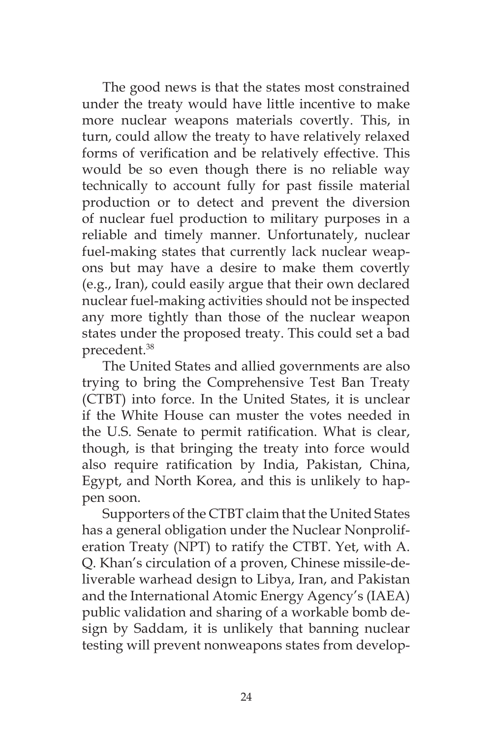The good news is that the states most constrained under the treaty would have little incentive to make more nuclear weapons materials covertly. This, in turn, could allow the treaty to have relatively relaxed forms of verification and be relatively effective. This would be so even though there is no reliable way technically to account fully for past fissile material production or to detect and prevent the diversion of nuclear fuel production to military purposes in a reliable and timely manner. Unfortunately, nuclear fuel-making states that currently lack nuclear weapons but may have a desire to make them covertly (e.g., Iran), could easily argue that their own declared nuclear fuel-making activities should not be inspected any more tightly than those of the nuclear weapon states under the proposed treaty. This could set a bad precedent.[38]

The United States and allied governments are also trying to bring the Comprehensive Test Ban Treaty (CTBT) into force. In the United States, it is unclear if the White House can muster the votes needed in the U.S. Senate to permit ratification. What is clear, though, is that bringing the treaty into force would also require ratification by India, Pakistan, China, Egypt, and North Korea, and this is unlikely to happen soon.

Supporters of the CTBT claim that the United States has a general obligation under the Nuclear Nonproliferation Treaty (NPT) to ratify the CTBT. Yet, with A. Q. Khan's circulation of a proven, Chinese missile-deliverable warhead design to Libya, Iran, and Pakistan and the International Atomic Energy Agency's (IAEA) public validation and sharing of a workable bomb design by Saddam, it is unlikely that banning nuclear testing will prevent nonweapons states from develop-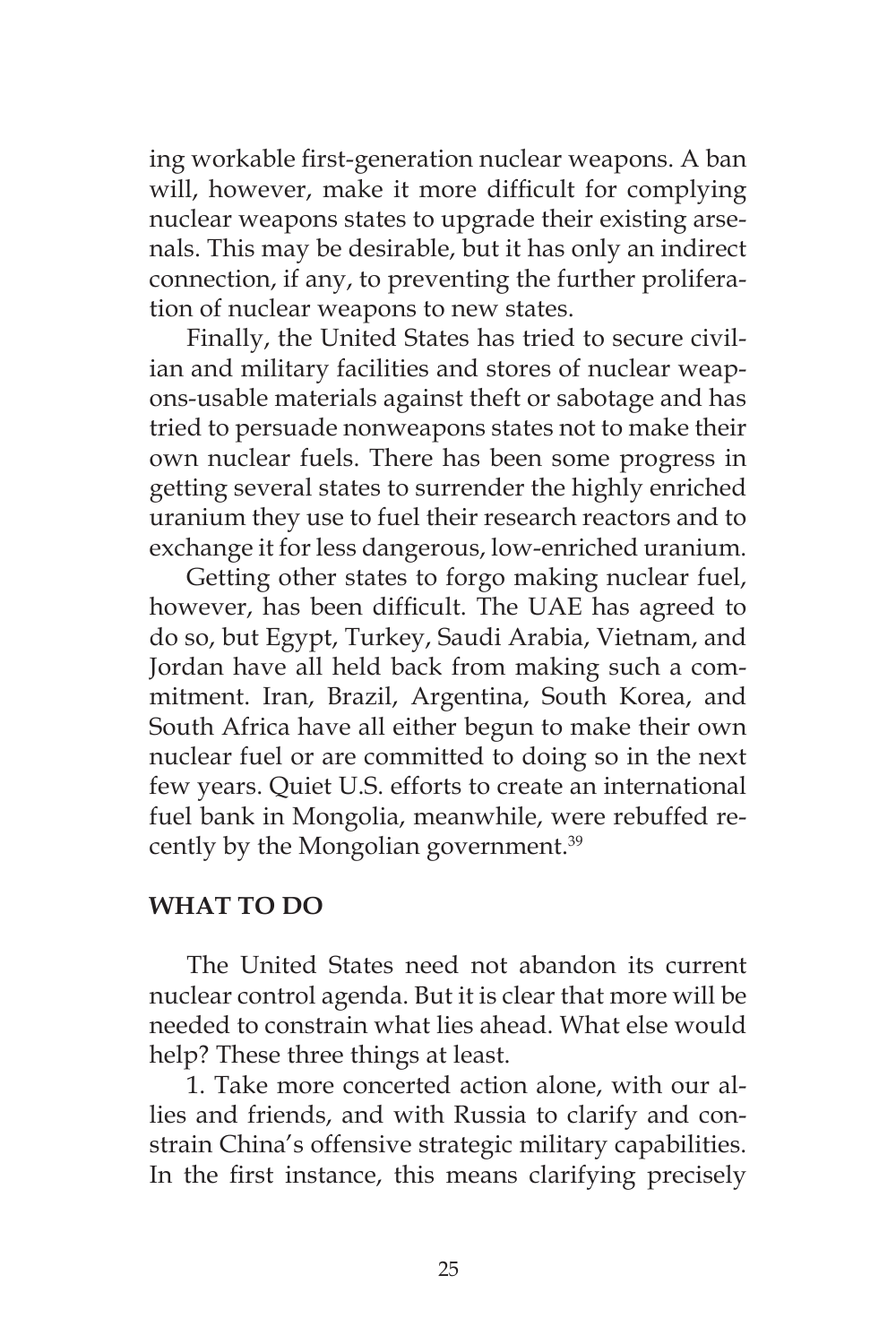ing workable first-generation nuclear weapons. A ban will, however, make it more difficult for complying nuclear weapons states to upgrade their existing arsenals. This may be desirable, but it has only an indirect connection, if any, to preventing the further proliferation of nuclear weapons to new states.

Finally, the United States has tried to secure civilian and military facilities and stores of nuclear weapons-usable materials against theft or sabotage and has tried to persuade nonweapons states not to make their own nuclear fuels. There has been some progress in getting several states to surrender the highly enriched uranium they use to fuel their research reactors and to exchange it for less dangerous, low-enriched uranium.

Getting other states to forgo making nuclear fuel, however, has been difficult. The UAE has agreed to do so, but Egypt, Turkey, Saudi Arabia, Vietnam, and Jordan have all held back from making such a commitment. Iran, Brazil, Argentina, South Korea, and South Africa have all either begun to make their own nuclear fuel or are committed to doing so in the next few years. Quiet U.S. efforts to create an international fuel bank in Mongolia, meanwhile, were rebuffed recently by the Mongolian government.[39]

## WHAT TO DO

The United States need not abandon its current nuclear control agenda. But it is clear that more will be needed to constrain what lies ahead. What else would help? These three things at least.

1. Take more concerted action alone, with our allies and friends, and with Russia to clarify and constrain China's offensive strategic military capabilities. In the first instance, this means clarifying precisely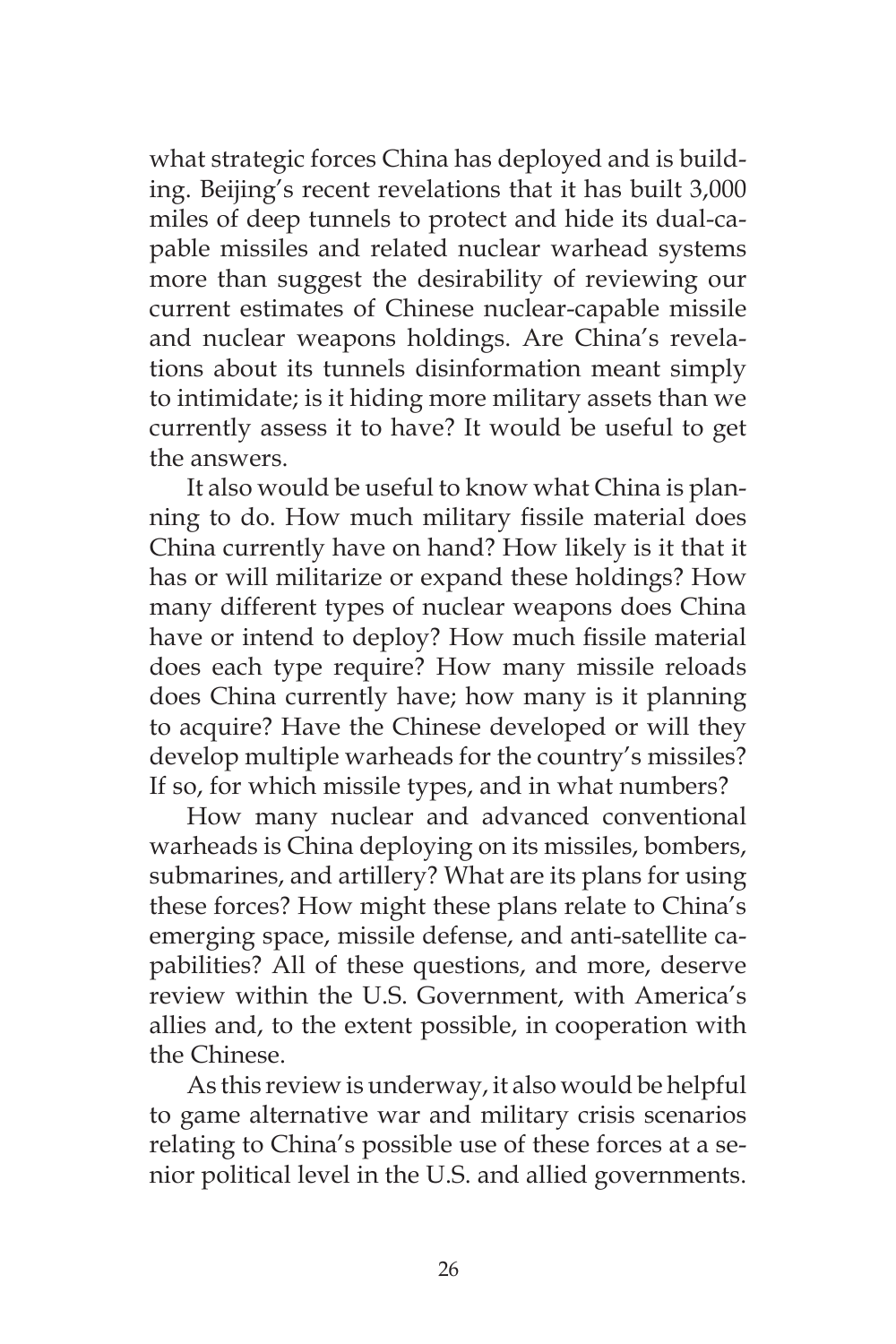what strategic forces China has deployed and is building. Beijing's recent revelations that it has built 3,000 miles of deep tunnels to protect and hide its dual-capable missiles and related nuclear warhead systems more than suggest the desirability of reviewing our current estimates of Chinese nuclear-capable missile and nuclear weapons holdings. Are China's revelations about its tunnels disinformation meant simply to intimidate; is it hiding more military assets than we currently assess it to have? It would be useful to get the answers.

It also would be useful to know what China is planning to do. How much military fissile material does China currently have on hand? How likely is it that it has or will militarize or expand these holdings? How many different types of nuclear weapons does China have or intend to deploy? How much fissile material does each type require? How many missile reloads does China currently have; how many is it planning to acquire? Have the Chinese developed or will they develop multiple warheads for the country's missiles? If so, for which missile types, and in what numbers?

How many nuclear and advanced conventional warheads is China deploying on its missiles, bombers, submarines, and artillery? What are its plans for using these forces? How might these plans relate to China's emerging space, missile defense, and anti-satellite capabilities? All of these questions, and more, deserve review within the U.S. Government, with America's allies and, to the extent possible, in cooperation with the Chinese.

As this review is underway, it also would be helpful to game alternative war and military crisis scenarios relating to China's possible use of these forces at a senior political level in the U.S. and allied governments.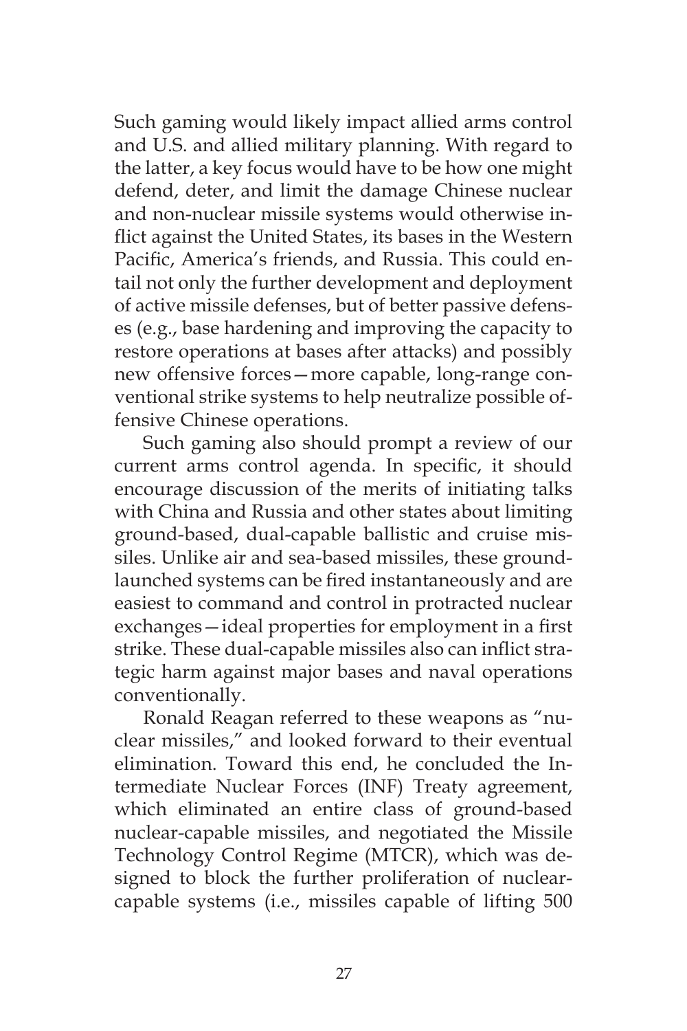Such gaming would likely impact allied arms control and U.S. and allied military planning. With regard to the latter, a key focus would have to be how one might defend, deter, and limit the damage Chinese nuclear and non-nuclear missile systems would otherwise inflict against the United States, its bases in the Western Pacific, America's friends, and Russia. This could entail not only the further development and deployment of active missile defenses, but of better passive defenses (e.g., base hardening and improving the capacity to restore operations at bases after attacks) and possibly new offensive forces—more capable, long-range conventional strike systems to help neutralize possible offensive Chinese operations.

Such gaming also should prompt a review of our current arms control agenda. In specific, it should encourage discussion of the merits of initiating talks with China and Russia and other states about limiting ground-based, dual-capable ballistic and cruise missiles. Unlike air and sea-based missiles, these ground-launched systems can be fired instantaneously and are easiest to command and control in protracted nuclear exchanges—ideal properties for employment in a first strike. These dual-capable missiles also can inflict strategic harm against major bases and naval operations conventionally.

Ronald Reagan referred to these weapons as "nuclear missiles," and looked forward to their eventual elimination. Toward this end, he concluded the Intermediate Nuclear Forces (INF) Treaty agreement, which eliminated an entire class of ground-based nuclear-capable missiles, and negotiated the Missile Technology Control Regime (MTCR), which was designed to block the further proliferation of nuclear-capable systems (i.e., missiles capable of lifting 500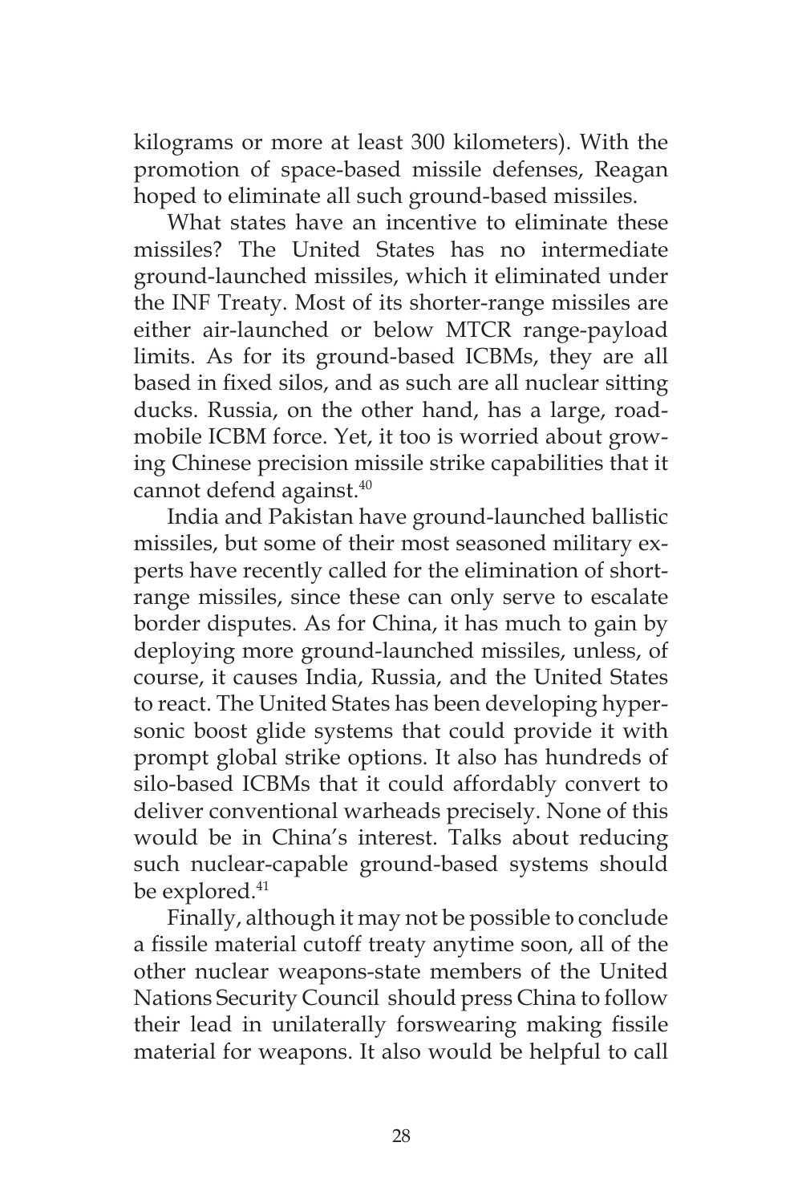kilograms or more at least 300 kilometers). With the promotion of space-based missile defenses, Reagan hoped to eliminate all such ground-based missiles.

What states have an incentive to eliminate these missiles? The United States has no intermediate ground-launched missiles, which it eliminated under the INF Treaty. Most of its shorter-range missiles are either air-launched or below MTCR range-payload limits. As for its ground-based ICBMs, they are all based in fixed silos, and as such are all nuclear sitting ducks. Russia, on the other hand, has a large, road-mobile ICBM force. Yet, it too is worried about growing Chinese precision missile strike capabilities that it cannot defend against.[40]

India and Pakistan have ground-launched ballistic missiles, but some of their most seasoned military experts have recently called for the elimination of short-range missiles, since these can only serve to escalate border disputes. As for China, it has much to gain by deploying more ground-launched missiles, unless, of course, it causes India, Russia, and the United States to react. The United States has been developing hypersonic boost glide systems that could provide it with prompt global strike options. It also has hundreds of silo-based ICBMs that it could affordably convert to deliver conventional warheads precisely. None of this would be in China's interest. Talks about reducing such nuclear-capable ground-based systems should be explored.[41]

Finally, although it may not be possible to conclude a fissile material cutoff treaty anytime soon, all of the other nuclear weapons-state members of the United Nations Security Council should press China to follow their lead in unilaterally forswearing making fissile material for weapons. It also would be helpful to call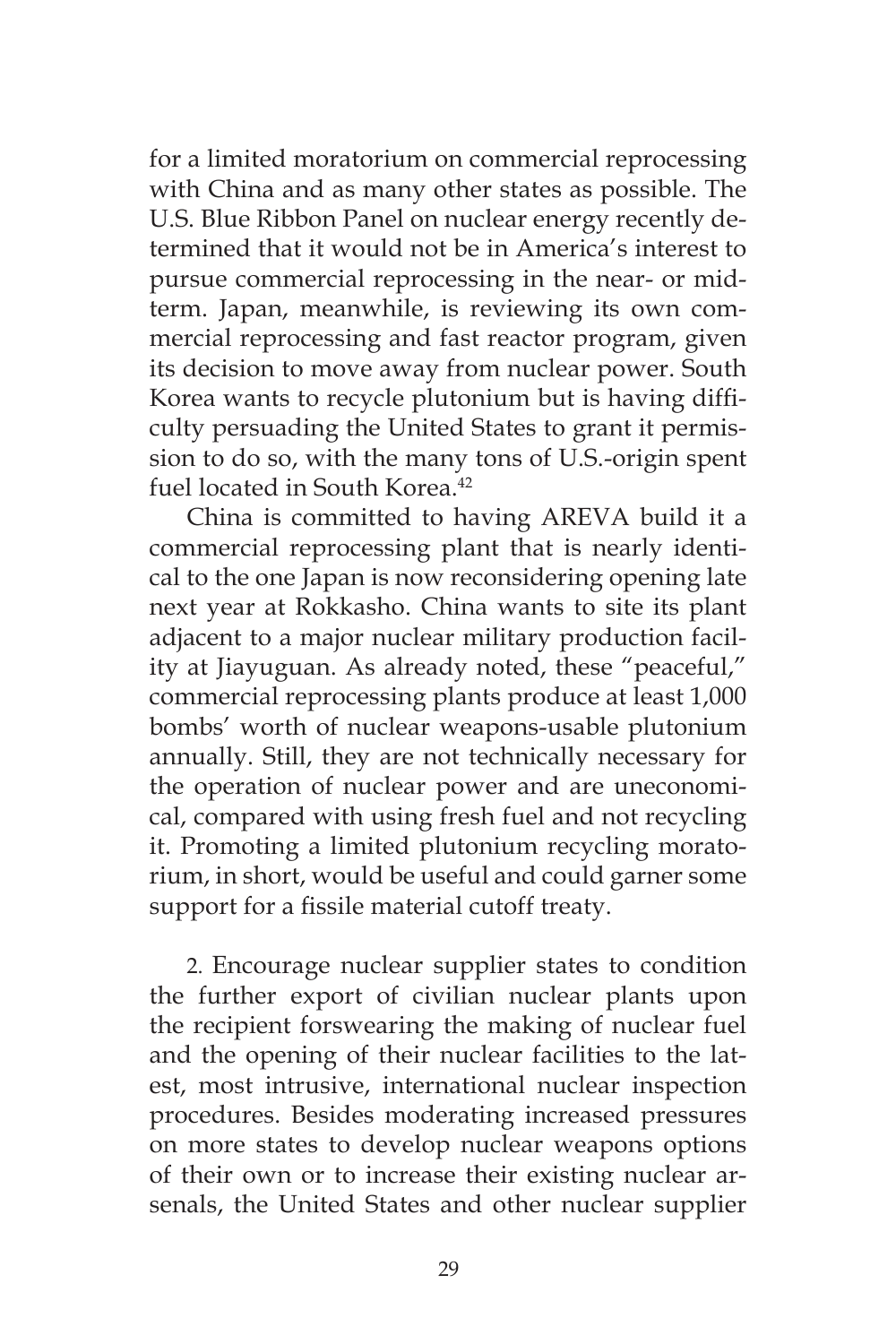for a limited moratorium on commercial reprocessing with China and as many other states as possible. The U.S. Blue Ribbon Panel on nuclear energy recently determined that it would not be in America's interest to pursue commercial reprocessing in the near- or midterm. Japan, meanwhile, is reviewing its own commercial reprocessing and fast reactor program, given its decision to move away from nuclear power. South Korea wants to recycle plutonium but is having difficulty persuading the United States to grant it permission to do so, with the many tons of U.S.-origin spent fuel located in South Korea.[42]

China is committed to having AREVA build it a commercial reprocessing plant that is nearly identical to the one Japan is now reconsidering opening late next year at Rokkasho. China wants to site its plant adjacent to a major nuclear military production facility at Jiayuguan. As already noted, these "peaceful," commercial reprocessing plants produce at least 1,000 bombs' worth of nuclear weapons-usable plutonium annually. Still, they are not technically necessary for the operation of nuclear power and are uneconomical, compared with using fresh fuel and not recycling it. Promoting a limited plutonium recycling moratorium, in short, would be useful and could garner some support for a fissile material cutoff treaty.

2. Encourage nuclear supplier states to condition the further export of civilian nuclear plants upon the recipient forswearing the making of nuclear fuel and the opening of their nuclear facilities to the latest, most intrusive, international nuclear inspection procedures. Besides moderating increased pressures on more states to develop nuclear weapons options of their own or to increase their existing nuclear arsenals, the United States and other nuclear supplier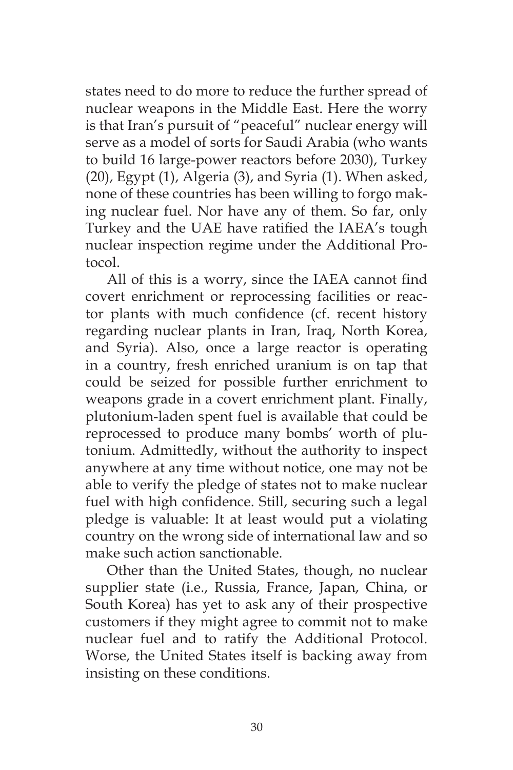states need to do more to reduce the further spread of nuclear weapons in the Middle East. Here the worry is that Iran's pursuit of "peaceful" nuclear energy will serve as a model of sorts for Saudi Arabia (who wants to build 16 large-power reactors before 2030), Turkey (20), Egypt (1), Algeria (3), and Syria (1). When asked, none of these countries has been willing to forgo making nuclear fuel. Nor have any of them. So far, only Turkey and the UAE have ratified the IAEA's tough nuclear inspection regime under the Additional Protocol.

All of this is a worry, since the IAEA cannot find covert enrichment or reprocessing facilities or reactor plants with much confidence (cf. recent history regarding nuclear plants in Iran, Iraq, North Korea, and Syria). Also, once a large reactor is operating in a country, fresh enriched uranium is on tap that could be seized for possible further enrichment to weapons grade in a covert enrichment plant. Finally, plutonium-laden spent fuel is available that could be reprocessed to produce many bombs' worth of plutonium. Admittedly, without the authority to inspect anywhere at any time without notice, one may not be able to verify the pledge of states not to make nuclear fuel with high confidence. Still, securing such a legal pledge is valuable: It at least would put a violating country on the wrong side of international law and so make such action sanctionable.

Other than the United States, though, no nuclear supplier state (i.e., Russia, France, Japan, China, or South Korea) has yet to ask any of their prospective customers if they might agree to commit not to make nuclear fuel and to ratify the Additional Protocol. Worse, the United States itself is backing away from insisting on these conditions.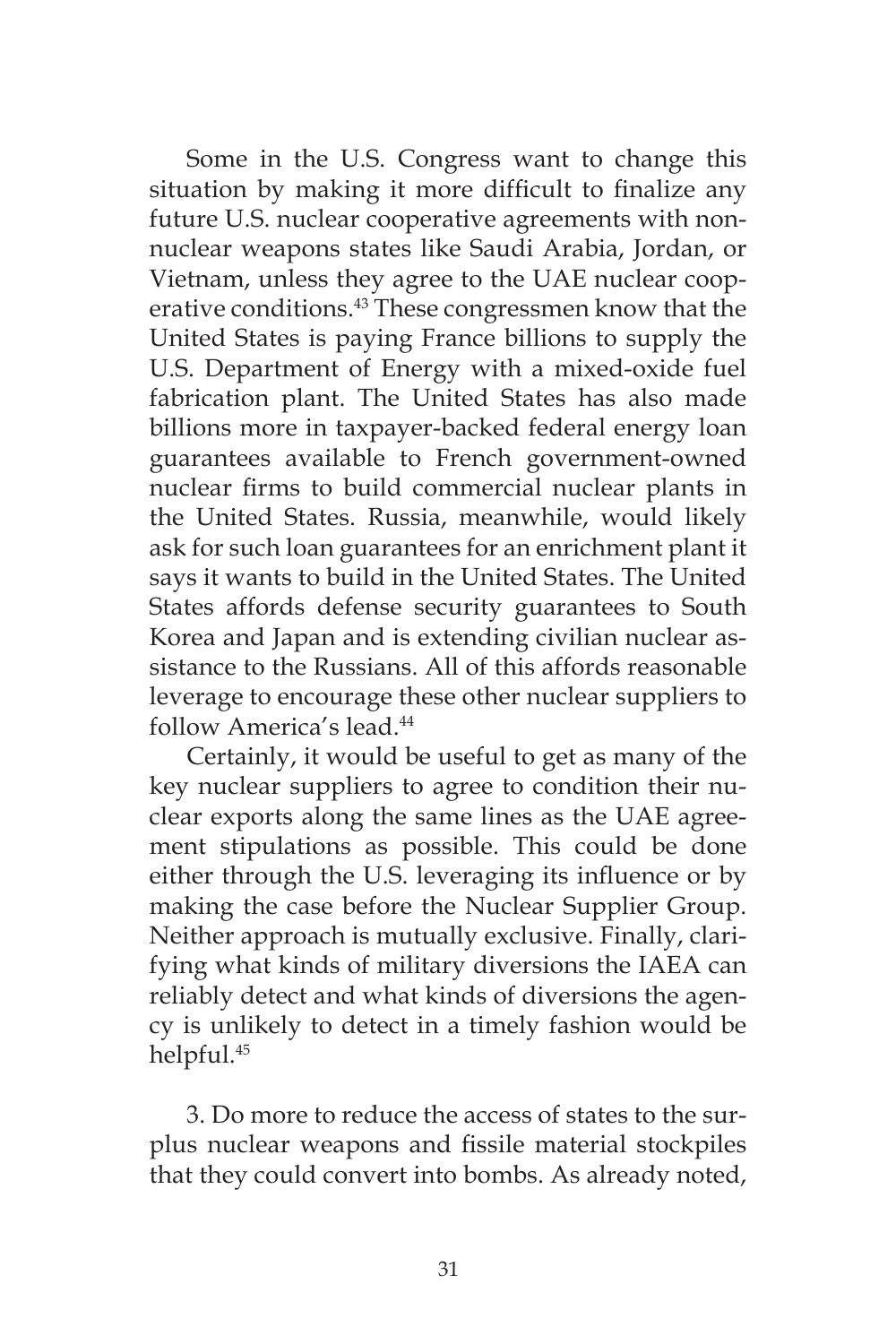Some in the U.S. Congress want to change this situation by making it more difficult to finalize any future U.S. nuclear cooperative agreements with non-nuclear weapons states like Saudi Arabia, Jordan, or Vietnam, unless they agree to the UAE nuclear cooperative conditions.[43] These congressmen know that the United States is paying France billions to supply the U.S. Department of Energy with a mixed-oxide fuel fabrication plant. The United States has also made billions more in taxpayer-backed federal energy loan guarantees available to French government-owned nuclear firms to build commercial nuclear plants in the United States. Russia, meanwhile, would likely ask for such loan guarantees for an enrichment plant it says it wants to build in the United States. The United States affords defense security guarantees to South Korea and Japan and is extending civilian nuclear assistance to the Russians. All of this affords reasonable leverage to encourage these other nuclear suppliers to follow America's lead.[44]

Certainly, it would be useful to get as many of the key nuclear suppliers to agree to condition their nuclear exports along the same lines as the UAE agreement stipulations as possible. This could be done either through the U.S. leveraging its influence or by making the case before the Nuclear Supplier Group. Neither approach is mutually exclusive. Finally, clarifying what kinds of military diversions the IAEA can reliably detect and what kinds of diversions the agency is unlikely to detect in a timely fashion would be helpful.[45]

3. Do more to reduce the access of states to the surplus nuclear weapons and fissile material stockpiles that they could convert into bombs. As already noted,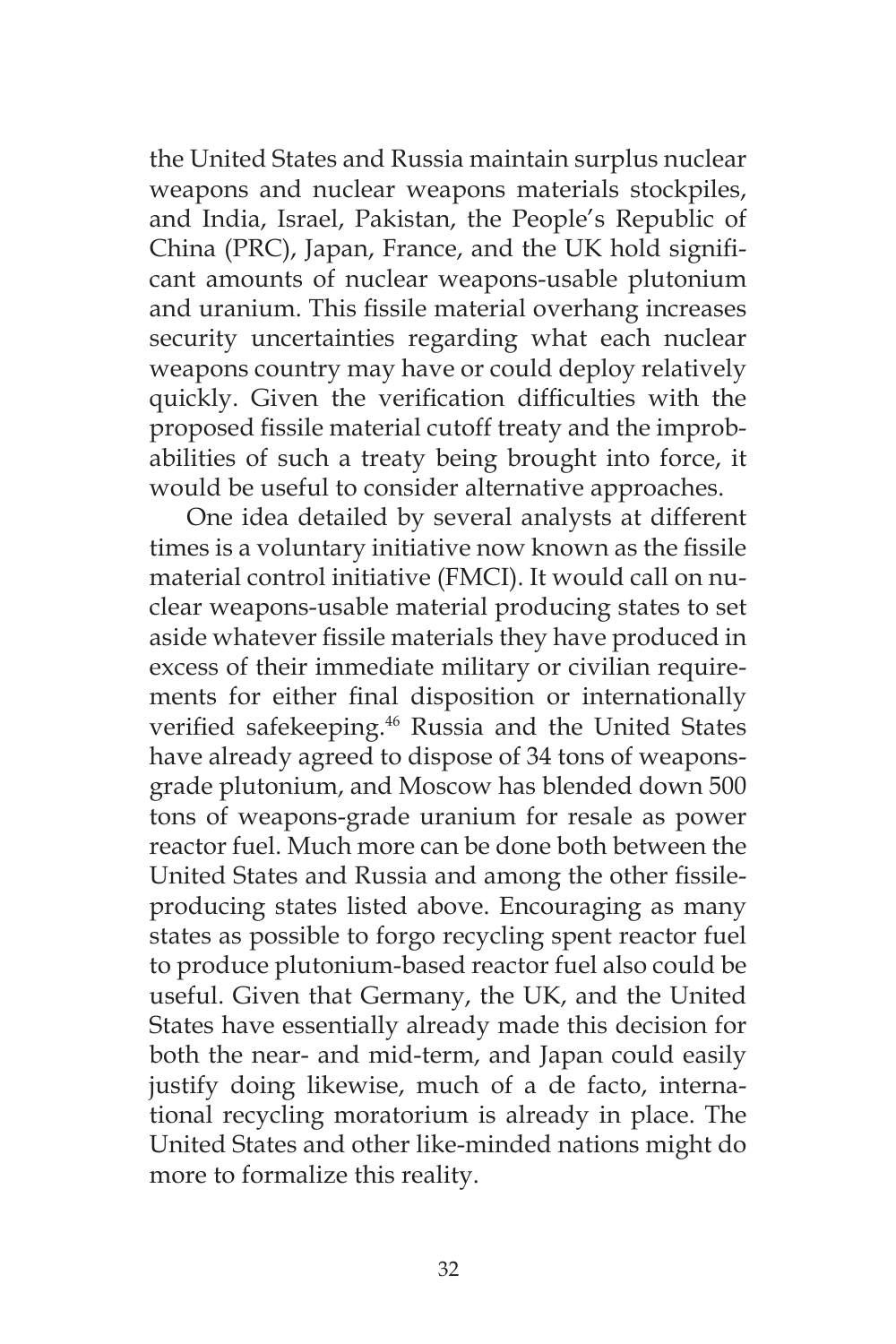the United States and Russia maintain surplus nuclear weapons and nuclear weapons materials stockpiles, and India, Israel, Pakistan, the People's Republic of China (PRC), Japan, France, and the UK hold significant amounts of nuclear weapons-usable plutonium and uranium. This fissile material overhang increases security uncertainties regarding what each nuclear weapons country may have or could deploy relatively quickly. Given the verification difficulties with the proposed fissile material cutoff treaty and the improbabilities of such a treaty being brought into force, it would be useful to consider alternative approaches.

One idea detailed by several analysts at different times is a voluntary initiative now known as the fissile material control initiative (FMCI). It would call on nuclear weapons-usable material producing states to set aside whatever fissile materials they have produced in excess of their immediate military or civilian requirements for either final disposition or internationally verified safekeeping.[46] Russia and the United States have already agreed to dispose of 34 tons of weapons-grade plutonium, and Moscow has blended down 500 tons of weapons-grade uranium for resale as power reactor fuel. Much more can be done both between the United States and Russia and among the other fissile-producing states listed above. Encouraging as many states as possible to forgo recycling spent reactor fuel to produce plutonium-based reactor fuel also could be useful. Given that Germany, the UK, and the United States have essentially already made this decision for both the near- and mid-term, and Japan could easily justify doing likewise, much of a de facto, international recycling moratorium is already in place. The United States and other like-minded nations might do more to formalize this reality.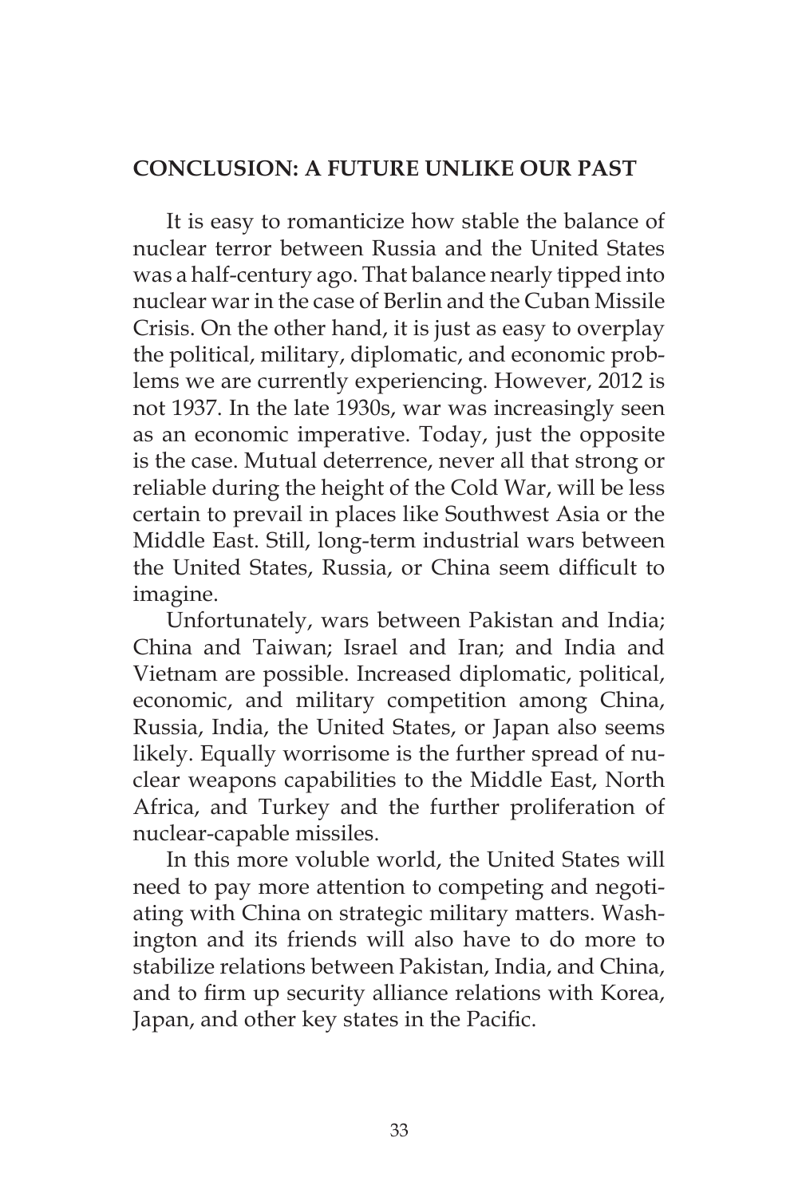## CONCLUSION: A FUTURE UNLIKE OUR PAST

It is easy to romanticize how stable the balance of nuclear terror between Russia and the United States was a half-century ago. That balance nearly tipped into nuclear war in the case of Berlin and the Cuban Missile Crisis. On the other hand, it is just as easy to overplay the political, military, diplomatic, and economic problems we are currently experiencing. However, 2012 is not 1937. In the late 1930s, war was increasingly seen as an economic imperative. Today, just the opposite is the case. Mutual deterrence, never all that strong or reliable during the height of the Cold War, will be less certain to prevail in places like Southwest Asia or the Middle East. Still, long-term industrial wars between the United States, Russia, or China seem difficult to imagine.

Unfortunately, wars between Pakistan and India; China and Taiwan; Israel and Iran; and India and Vietnam are possible. Increased diplomatic, political, economic, and military competition among China, Russia, India, the United States, or Japan also seems likely. Equally worrisome is the further spread of nuclear weapons capabilities to the Middle East, North Africa, and Turkey and the further proliferation of nuclear-capable missiles.

In this more voluble world, the United States will need to pay more attention to competing and negotiating with China on strategic military matters. Washington and its friends will also have to do more to stabilize relations between Pakistan, India, and China, and to firm up security alliance relations with Korea, Japan, and other key states in the Pacific.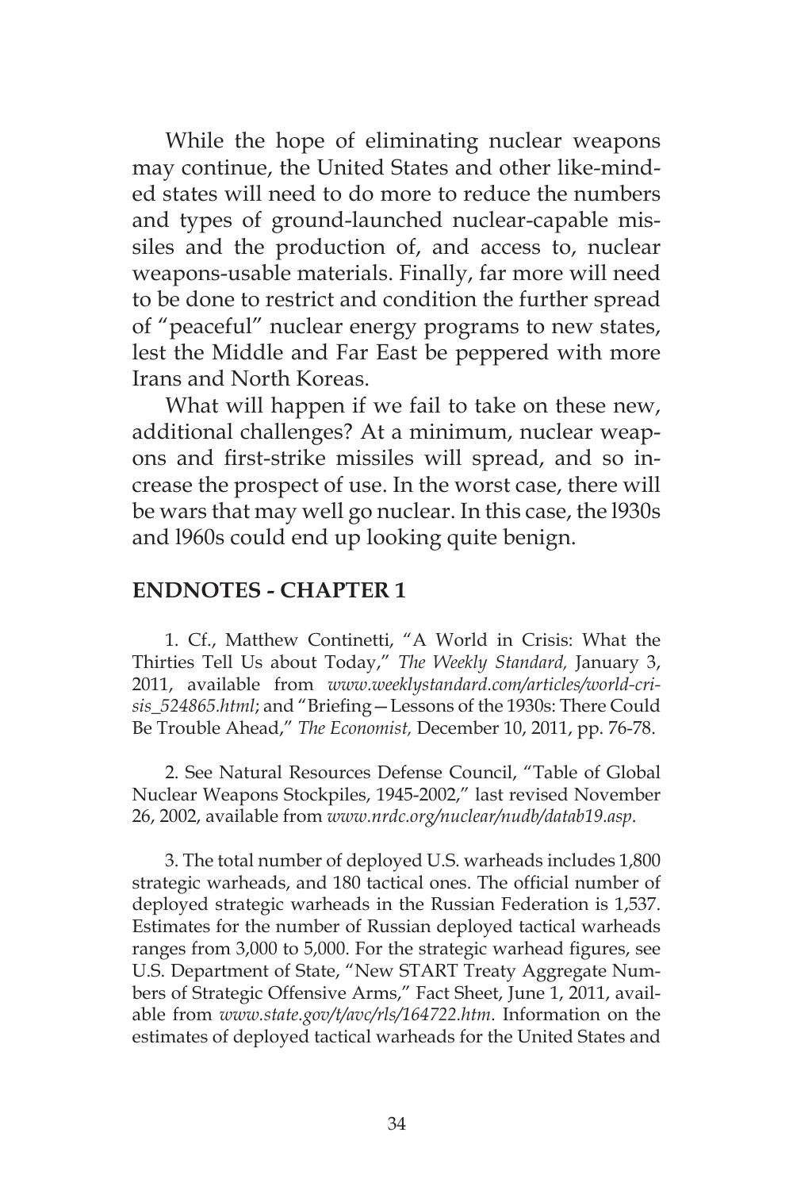While the hope of eliminating nuclear weapons may continue, the United States and other like-minded states will need to do more to reduce the numbers and types of ground-launched nuclear-capable missiles and the production of, and access to, nuclear weapons-usable materials. Finally, far more will need to be done to restrict and condition the further spread of "peaceful" nuclear energy programs to new states, lest the Middle and Far East be peppered with more Irans and North Koreas.

What will happen if we fail to take on these new, additional challenges? At a minimum, nuclear weapons and first-strike missiles will spread, and so increase the prospect of use. In the worst case, there will be wars that may well go nuclear. In this case, the l930s and l960s could end up looking quite benign.

## ENDNOTES - CHAPTER 1

1. Cf., Matthew Continetti, "A World in Crisis: What the Thirties Tell Us about Today," *The Weekly Standard,* January 3, 2011, available from *www.weeklystandard.com/articles/world-crisis_524865.html*; and "Briefing—Lessons of the 1930s: There Could Be Trouble Ahead," *The Economist,* December 10, 2011, pp. 76-78.

2. See Natural Resources Defense Council, "Table of Global Nuclear Weapons Stockpiles, 1945-2002," last revised November 26, 2002, available from *www.nrdc.org/nuclear/nudb/datab19.asp*.

3. The total number of deployed U.S. warheads includes 1,800 strategic warheads, and 180 tactical ones. The official number of deployed strategic warheads in the Russian Federation is 1,537. Estimates for the number of Russian deployed tactical warheads ranges from 3,000 to 5,000. For the strategic warhead figures, see U.S. Department of State, "New START Treaty Aggregate Numbers of Strategic Offensive Arms," Fact Sheet, June 1, 2011, available from *www.state.gov/t/avc/rls/164722.htm*. Information on the estimates of deployed tactical warheads for the United States and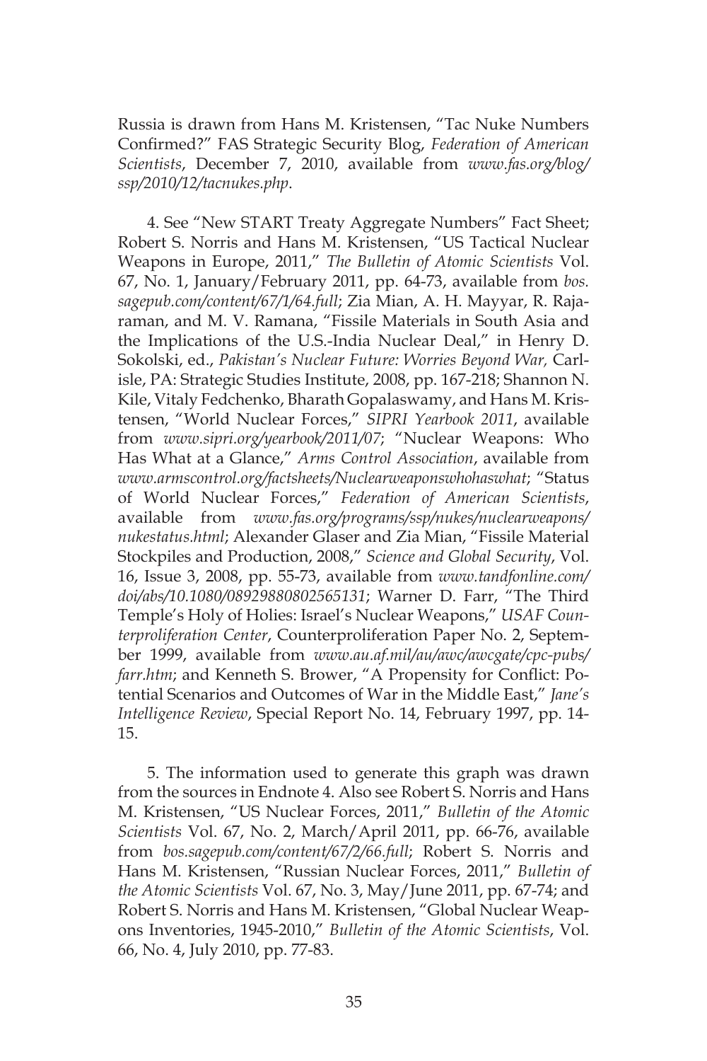Russia is drawn from Hans M. Kristensen, "Tac Nuke Numbers Confirmed?" FAS Strategic Security Blog, *Federation of American Scientists*, December 7, 2010, available from *www.fas.org/blog/ssp/2010/12/tacnukes.php*.

4. See "New START Treaty Aggregate Numbers" Fact Sheet; Robert S. Norris and Hans M. Kristensen, "US Tactical Nuclear Weapons in Europe, 2011," *The Bulletin of Atomic Scientists* Vol. 67, No. 1, January/February 2011, pp. 64-73, available from *bos.sagepub.com/content/67/1/64.full*; Zia Mian, A. H. Mayyar, R. Rajaraman, and M. V. Ramana, "Fissile Materials in South Asia and the Implications of the U.S.-India Nuclear Deal," in Henry D. Sokolski, ed., *Pakistan's Nuclear Future: Worries Beyond War,* Carlisle, PA: Strategic Studies Institute, 2008, pp. 167-218; Shannon N. Kile, Vitaly Fedchenko, Bharath Gopalaswamy, and Hans M. Kristensen, "World Nuclear Forces," *SIPRI Yearbook 2011*, available from *www.sipri.org/yearbook/2011/07*; "Nuclear Weapons: Who Has What at a Glance," *Arms Control Association*, available from *www.armscontrol.org/factsheets/Nuclearweaponswhohaswhat*; "Status of World Nuclear Forces," *Federation of American Scientists*, available from *www.fas.org/programs/ssp/nukes/nuclearweapons/nukestatus.html*; Alexander Glaser and Zia Mian, "Fissile Material Stockpiles and Production, 2008," *Science and Global Security*, Vol. 16, Issue 3, 2008, pp. 55-73, available from *www.tandfonline.com/doi/abs/10.1080/08929880802565131*; Warner D. Farr, "The Third Temple's Holy of Holies: Israel's Nuclear Weapons," *USAF Counterproliferation Center*, Counterproliferation Paper No. 2, September 1999, available from *www.au.af.mil/au/awc/awcgate/cpc-pubs/farr.htm*; and Kenneth S. Brower, "A Propensity for Conflict: Potential Scenarios and Outcomes of War in the Middle East," *Jane's Intelligence Review*, Special Report No. 14, February 1997, pp. 14-15.

5. The information used to generate this graph was drawn from the sources in Endnote 4. Also see Robert S. Norris and Hans M. Kristensen, "US Nuclear Forces, 2011," *Bulletin of the Atomic Scientists* Vol. 67, No. 2, March/April 2011, pp. 66-76, available from *bos.sagepub.com/content/67/2/66.full*; Robert S. Norris and Hans M. Kristensen, "Russian Nuclear Forces, 2011," *Bulletin of the Atomic Scientists* Vol. 67, No. 3, May/June 2011, pp. 67-74; and Robert S. Norris and Hans M. Kristensen, "Global Nuclear Weapons Inventories, 1945-2010," *Bulletin of the Atomic Scientists*, Vol. 66, No. 4, July 2010, pp. 77-83.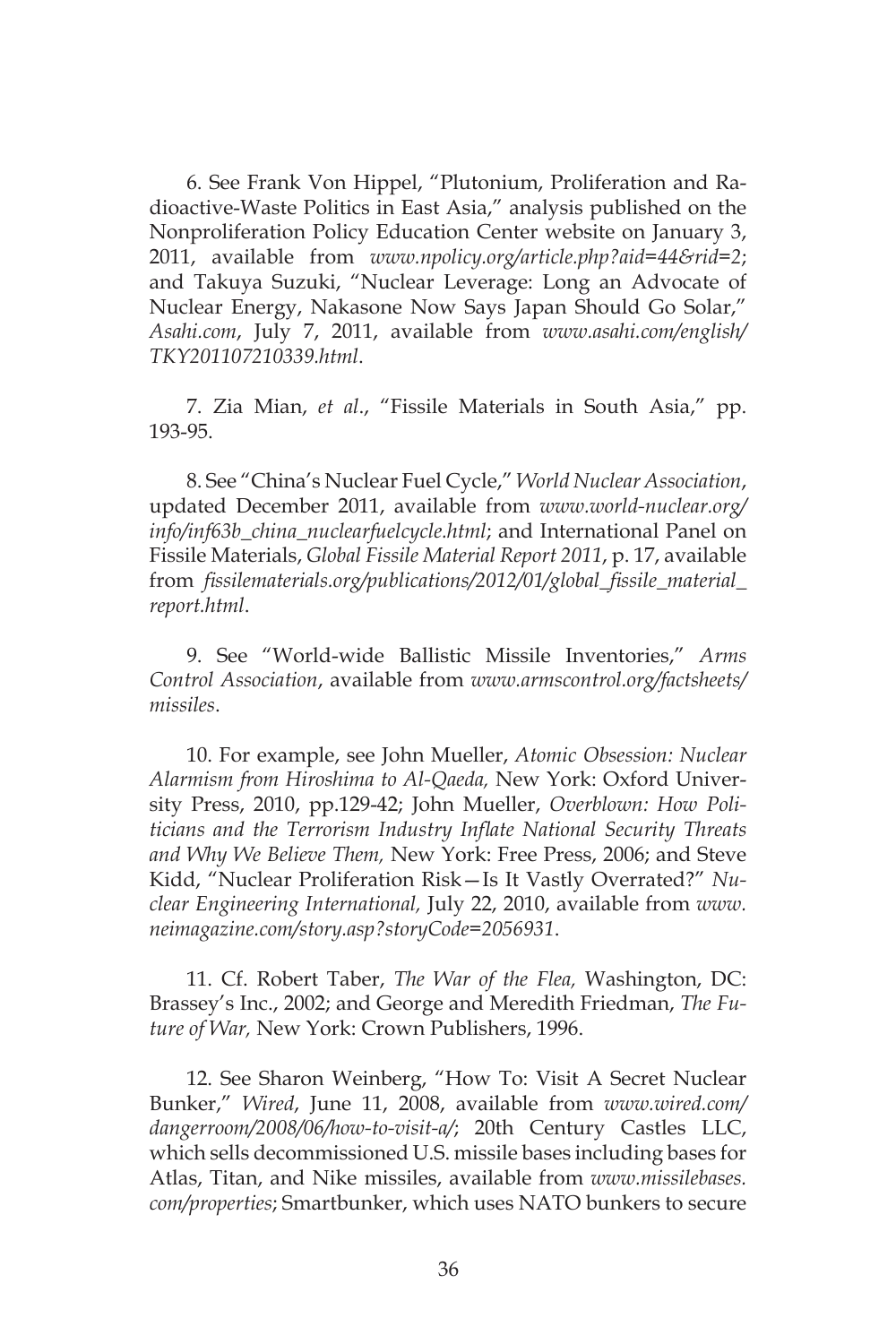6. See Frank Von Hippel, "Plutonium, Proliferation and Radioactive-Waste Politics in East Asia," analysis published on the Nonproliferation Policy Education Center website on January 3, 2011, available from *www.npolicy.org/article.php?aid=44&rid=2*; and Takuya Suzuki, "Nuclear Leverage: Long an Advocate of Nuclear Energy, Nakasone Now Says Japan Should Go Solar," *Asahi.com*, July 7, 2011, available from *www.asahi.com/english/TKY201107210339.html*.

7. Zia Mian, *et al*., "Fissile Materials in South Asia," pp. 193-95.

8. See "China's Nuclear Fuel Cycle," *World Nuclear Association*, updated December 2011, available from *www.world-nuclear.org/info/inf63b_china_nuclearfuelcycle.html*; and International Panel on Fissile Materials, *Global Fissile Material Report 2011*, p. 17, available from *fissilematerials.org/publications/2012/01/global_fissile_material_report.html*.

9. See "World-wide Ballistic Missile Inventories," *Arms Control Association*, available from *www.armscontrol.org/factsheets/missiles*.

10. For example, see John Mueller, *Atomic Obsession: Nuclear Alarmism from Hiroshima to Al-Qaeda,* New York: Oxford University Press, 2010, pp.129-42; John Mueller, *Overblown: How Politicians and the Terrorism Industry Inflate National Security Threats and Why We Believe Them,* New York: Free Press, 2006; and Steve Kidd, "Nuclear Proliferation Risk—Is It Vastly Overrated?" *Nuclear Engineering International,* July 22, 2010, available from *www.neimagazine.com/story.asp?storyCode=2056931*.

11. Cf. Robert Taber, *The War of the Flea,* Washington, DC: Brassey's Inc., 2002; and George and Meredith Friedman, *The Future of War,* New York: Crown Publishers, 1996.

12. See Sharon Weinberg, "How To: Visit A Secret Nuclear Bunker," *Wired*, June 11, 2008, available from *www.wired.com/dangerroom/2008/06/how-to-visit-a/*; 20th Century Castles LLC, which sells decommissioned U.S. missile bases including bases for Atlas, Titan, and Nike missiles, available from *www.missilebases.com/properties*; Smartbunker, which uses NATO bunkers to secure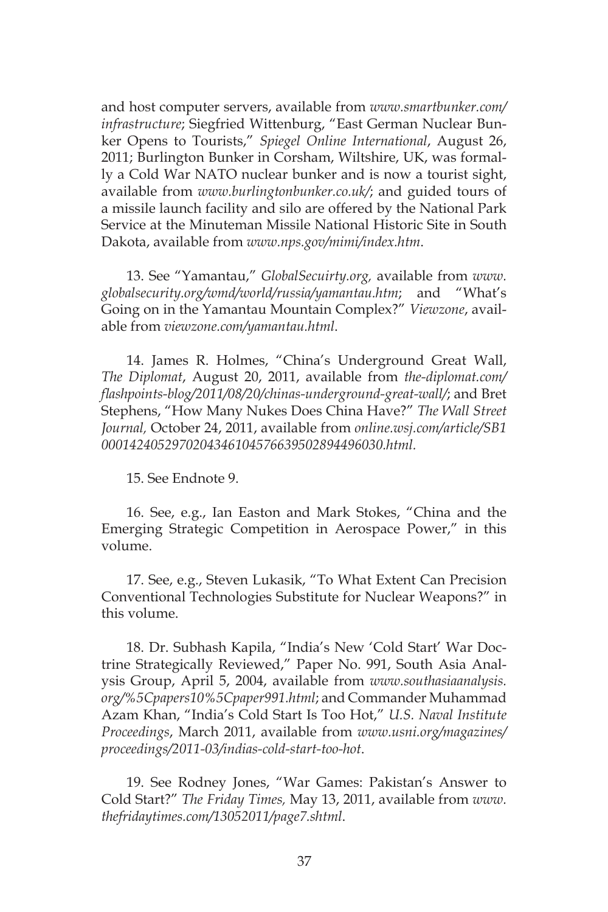and host computer servers, available from *www.smartbunker.com/infrastructure*; Siegfried Wittenburg, "East German Nuclear Bunker Opens to Tourists," *Spiegel Online International*, August 26, 2011; Burlington Bunker in Corsham, Wiltshire, UK, was formally a Cold War NATO nuclear bunker and is now a tourist sight, available from *www.burlingtonbunker.co.uk/*; and guided tours of a missile launch facility and silo are offered by the National Park Service at the Minuteman Missile National Historic Site in South Dakota, available from *www.nps.gov/mimi/index.htm*.

13. See "Yamantau," *GlobalSecuirty.org,* available from *www.globalsecurity.org/wmd/world/russia/yamantau.htm*; and "What's Going on in the Yamantau Mountain Complex?" *Viewzone*, available from *viewzone.com/yamantau.html*.

14. James R. Holmes, "China's Underground Great Wall, *The Diplomat*, August 20, 2011, available from *the-diplomat.com/flashpoints-blog/2011/08/20/chinas-underground-great-wall/*; and Bret Stephens, "How Many Nukes Does China Have?" *The Wall Street Journal,* October 24, 2011, available from *online.wsj.com/article/SB10001424052970204346104576639502894496030.html.*

15. See Endnote 9.

16. See, e.g., Ian Easton and Mark Stokes, "China and the Emerging Strategic Competition in Aerospace Power," in this volume.

17. See, e.g., Steven Lukasik, "To What Extent Can Precision Conventional Technologies Substitute for Nuclear Weapons?" in this volume.

18. Dr. Subhash Kapila, "India's New 'Cold Start' War Doctrine Strategically Reviewed," Paper No. 991, South Asia Analysis Group, April 5, 2004, available from *www.southasiaanalysis.org/%5Cpapers10%5Cpaper991.html*; and Commander Muhammad Azam Khan, "India's Cold Start Is Too Hot," *U.S. Naval Institute Proceedings*, March 2011, available from *www.usni.org/magazines/proceedings/2011-03/indias-cold-start-too-hot*.

19. See Rodney Jones, "War Games: Pakistan's Answer to Cold Start?" *The Friday Times,* May 13, 2011, available from *www.thefridaytimes.com/13052011/page7.shtml*.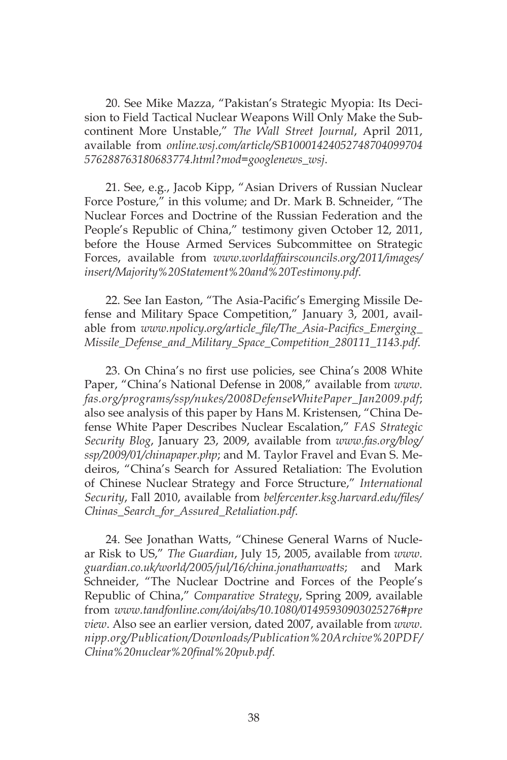20. See Mike Mazza, "Pakistan's Strategic Myopia: Its Decision to Field Tactical Nuclear Weapons Will Only Make the Subcontinent More Unstable," *The Wall Street Journal*, April 2011, available from *online.wsj.com/article/SB10001424052748704099704576288763180683774.html?mod=googlenews_wsj*.

21. See, e.g., Jacob Kipp, "Asian Drivers of Russian Nuclear Force Posture," in this volume; and Dr. Mark B. Schneider, "The Nuclear Forces and Doctrine of the Russian Federation and the People's Republic of China," testimony given October 12, 2011, before the House Armed Services Subcommittee on Strategic Forces, available from *www.worldaffairscouncils.org/2011/images/insert/Majority%20Statement%20and%20Testimony.pdf*.

22. See Ian Easton, "The Asia-Pacific's Emerging Missile Defense and Military Space Competition," January 3, 2001, available from *www.npolicy.org/article_file/The_Asia-Pacifics_Emerging_Missile_Defense_and_Military_Space_Competition_280111_1143.pdf*.

23. On China's no first use policies, see China's 2008 White Paper, "China's National Defense in 2008," available from *www.fas.org/programs/ssp/nukes/2008DefenseWhitePaper_Jan2009.pdf*; also see analysis of this paper by Hans M. Kristensen, "China Defense White Paper Describes Nuclear Escalation," *FAS Strategic Security Blog*, January 23, 2009, available from *www.fas.org/blog/ssp/2009/01/chinapaper.php*; and M. Taylor Fravel and Evan S. Medeiros, "China's Search for Assured Retaliation: The Evolution of Chinese Nuclear Strategy and Force Structure," *International Security*, Fall 2010, available from *belfercenter.ksg.harvard.edu/files/Chinas_Search_for_Assured_Retaliation.pdf*.

24. See Jonathan Watts, "Chinese General Warns of Nuclear Risk to US," *The Guardian*, July 15, 2005, available from *www.guardian.co.uk/world/2005/jul/16/china.jonathanwatts*; and Mark Schneider, "The Nuclear Doctrine and Forces of the People's Republic of China," *Comparative Strategy*, Spring 2009, available from *www.tandfonline.com/doi/abs/10.1080/01495930903025276#preview*. Also see an earlier version, dated 2007, available from *www.nipp.org/Publication/Downloads/Publication%20Archive%20PDF/China%20nuclear%20final%20pub.pdf*.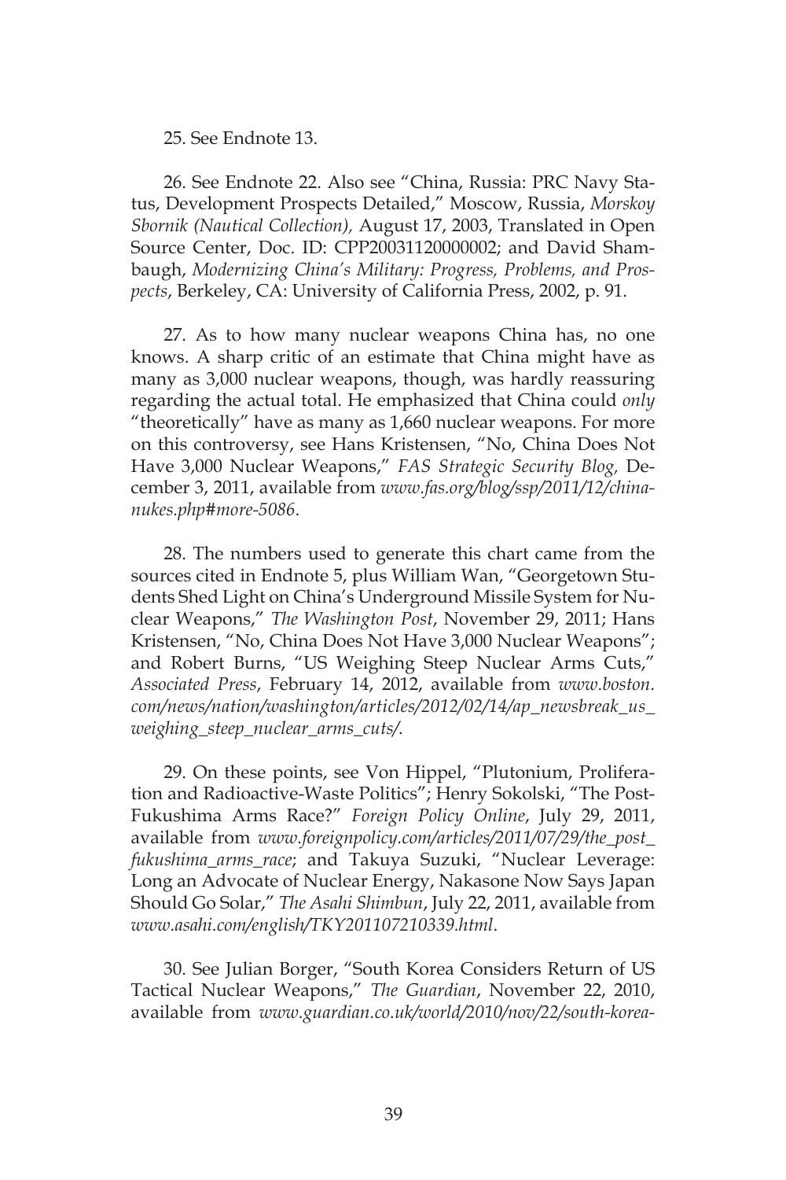25. See Endnote 13.

26. See Endnote 22. Also see "China, Russia: PRC Navy Status, Development Prospects Detailed," Moscow, Russia, *Morskoy Sbornik (Nautical Collection),* August 17, 2003, Translated in Open Source Center, Doc. ID: CPP20031120000002; and David Shambaugh, *Modernizing China's Military: Progress, Problems, and Prospects*, Berkeley, CA: University of California Press, 2002, p. 91.

27. As to how many nuclear weapons China has, no one knows. A sharp critic of an estimate that China might have as many as 3,000 nuclear weapons, though, was hardly reassuring regarding the actual total. He emphasized that China could *only* "theoretically" have as many as 1,660 nuclear weapons. For more on this controversy, see Hans Kristensen, "No, China Does Not Have 3,000 Nuclear Weapons," *FAS Strategic Security Blog,* December 3, 2011, available from *www.fas.org/blog/ssp/2011/12/chinanukes.php#more-5086*.

28. The numbers used to generate this chart came from the sources cited in Endnote 5, plus William Wan, "Georgetown Students Shed Light on China's Underground Missile System for Nuclear Weapons," *The Washington Post*, November 29, 2011; Hans Kristensen, "No, China Does Not Have 3,000 Nuclear Weapons"; and Robert Burns, "US Weighing Steep Nuclear Arms Cuts," *Associated Press*, February 14, 2012, available from *www.boston.com/news/nation/washington/articles/2012/02/14/ap_newsbreak_us_weighing_steep_nuclear_arms_cuts/.*

29. On these points, see Von Hippel, "Plutonium, Proliferation and Radioactive-Waste Politics"; Henry Sokolski, "The Post-Fukushima Arms Race?" *Foreign Policy Online*, July 29, 2011, available from *www.foreignpolicy.com/articles/2011/07/29/the_post_fukushima_arms_race*; and Takuya Suzuki, "Nuclear Leverage: Long an Advocate of Nuclear Energy, Nakasone Now Says Japan Should Go Solar," *The Asahi Shimbun*, July 22, 2011, available from *www.asahi.com/english/TKY201107210339.html*.

30. See Julian Borger, "South Korea Considers Return of US Tactical Nuclear Weapons," *The Guardian*, November 22, 2010, available from *www.guardian.co.uk/world/2010/nov/22/south-korea-*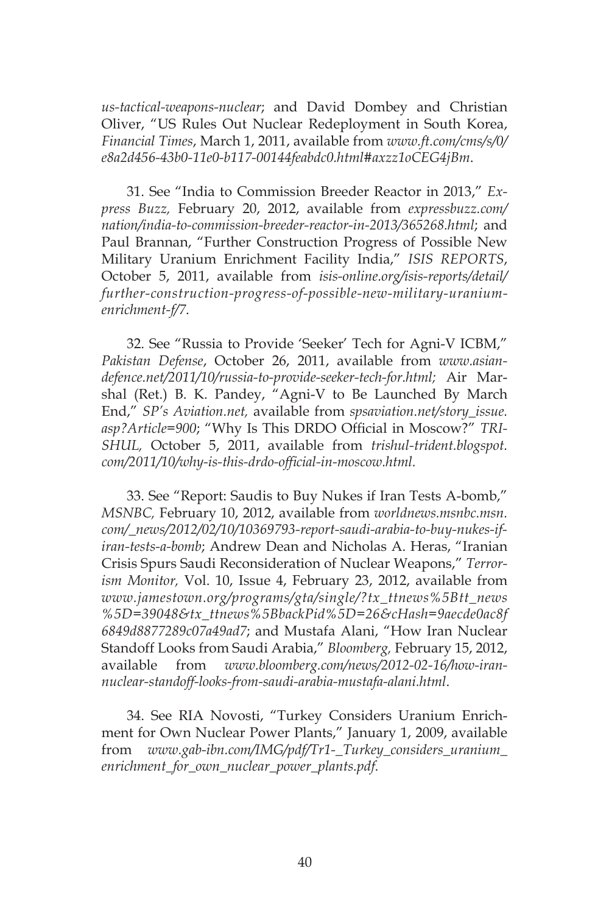*us-tactical-weapons-nuclear*; and David Dombey and Christian Oliver, "US Rules Out Nuclear Redeployment in South Korea, *Financial Times*, March 1, 2011, available from *www.ft.com/cms/s/0/e8a2d456-43b0-11e0-b117-00144feabdc0.html#axzz1oCEG4jBm*.

31. See "India to Commission Breeder Reactor in 2013," *Express Buzz,* February 20, 2012, available from *expressbuzz.com/nation/india-to-commission-breeder-reactor-in-2013/365268.html*; and Paul Brannan, "Further Construction Progress of Possible New Military Uranium Enrichment Facility India," *ISIS REPORTS*, October 5, 2011, available from *isis-online.org/isis-reports/detail/further-construction-progress-of-possible-new-military-uranium-enrichment-f/7*.

32. See "Russia to Provide 'Seeker' Tech for Agni-V ICBM," *Pakistan Defense*, October 26, 2011, available from *www.asian-defence.net/2011/10/russia-to-provide-seeker-tech-for.html;* Air Marshal (Ret.) B. K. Pandey, "Agni-V to Be Launched By March End," *SP's Aviation.net,* available from *spsaviation.net/story_issue.asp?Article=900*; "Why Is This DRDO Official in Moscow?" *TRISHUL,* October 5, 2011, available from *trishul-trident.blogspot.com/2011/10/why-is-this-drdo-official-in-moscow.html.*

33. See "Report: Saudis to Buy Nukes if Iran Tests A-bomb," *MSNBC,* February 10, 2012, available from *worldnews.msnbc.msn.com/_news/2012/02/10/10369793-report-saudi-arabia-to-buy-nukes-if-iran-tests-a-bomb*; Andrew Dean and Nicholas A. Heras, "Iranian Crisis Spurs Saudi Reconsideration of Nuclear Weapons," *Terrorism Monitor,* Vol. 10, Issue 4, February 23, 2012, available from *www.jamestown.org/programs/gta/single/?tx_ttnews%5Btt_news%5D=39048&tx_ttnews%5BbackPid%5D=26&cHash=9aecde0ac8f6849d8877289c07a49ad7*; and Mustafa Alani, "How Iran Nuclear Standoff Looks from Saudi Arabia," *Bloomberg,* February 15, 2012, available from *www.bloomberg.com/news/2012-02-16/how-iran-nuclear-standoff-looks-from-saudi-arabia-mustafa-alani.html*.

34. See RIA Novosti, "Turkey Considers Uranium Enrichment for Own Nuclear Power Plants," January 1, 2009, available from *www.gab-ibn.com/IMG/pdf/Tr1-_Turkey_considers_uranium_enrichment_for_own_nuclear_power_plants.pdf*.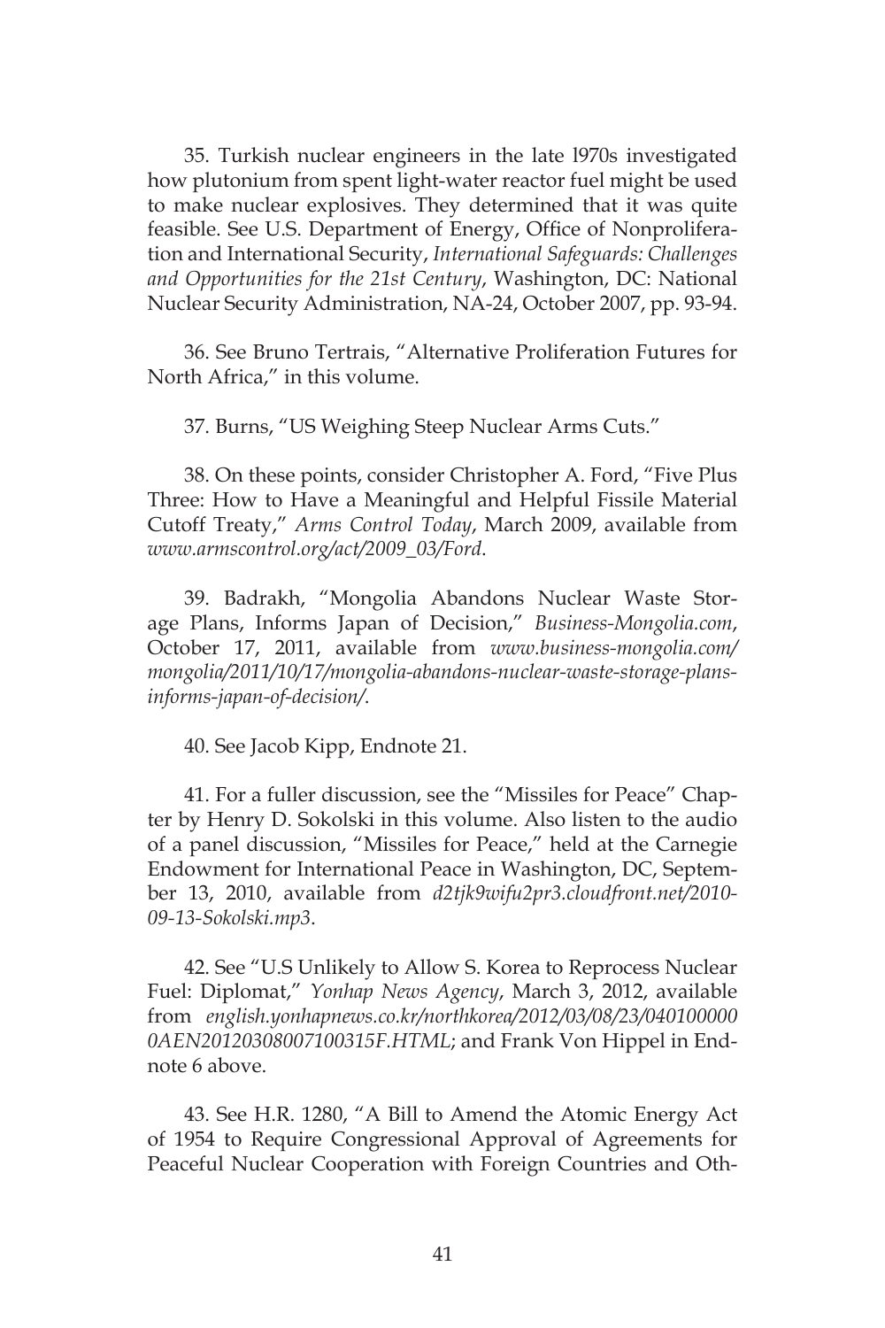35. Turkish nuclear engineers in the late l970s investigated how plutonium from spent light-water reactor fuel might be used to make nuclear explosives. They determined that it was quite feasible. See U.S. Department of Energy, Office of Nonproliferation and International Security, *International Safeguards: Challenges and Opportunities for the 21st Century*, Washington, DC: National Nuclear Security Administration, NA-24, October 2007, pp. 93-94.

36. See Bruno Tertrais, "Alternative Proliferation Futures for North Africa," in this volume.

37. Burns, "US Weighing Steep Nuclear Arms Cuts."

38. On these points, consider Christopher A. Ford, "Five Plus Three: How to Have a Meaningful and Helpful Fissile Material Cutoff Treaty," *Arms Control Today*, March 2009, available from *www.armscontrol.org/act/2009_03/Ford*.

39. Badrakh, "Mongolia Abandons Nuclear Waste Storage Plans, Informs Japan of Decision," *Business-Mongolia.com*, October 17, 2011, available from *www.business-mongolia.com/mongolia/2011/10/17/mongolia-abandons-nuclear-waste-storage-plans-informs-japan-of-decision/*.

40. See Jacob Kipp, Endnote 21.

41. For a fuller discussion, see the "Missiles for Peace" Chapter by Henry D. Sokolski in this volume. Also listen to the audio of a panel discussion, "Missiles for Peace," held at the Carnegie Endowment for International Peace in Washington, DC, September 13, 2010, available from *d2tjk9wifu2pr3.cloudfront.net/2010-09-13-Sokolski.mp3*.

42. See "U.S Unlikely to Allow S. Korea to Reprocess Nuclear Fuel: Diplomat," *Yonhap News Agency*, March 3, 2012, available from *english.yonhapnews.co.kr/northkorea/2012/03/08/23/0401000000AEN20120308007100315F.HTML*; and Frank Von Hippel in Endnote 6 above.

43. See H.R. 1280, "A Bill to Amend the Atomic Energy Act of 1954 to Require Congressional Approval of Agreements for Peaceful Nuclear Cooperation with Foreign Countries and Oth-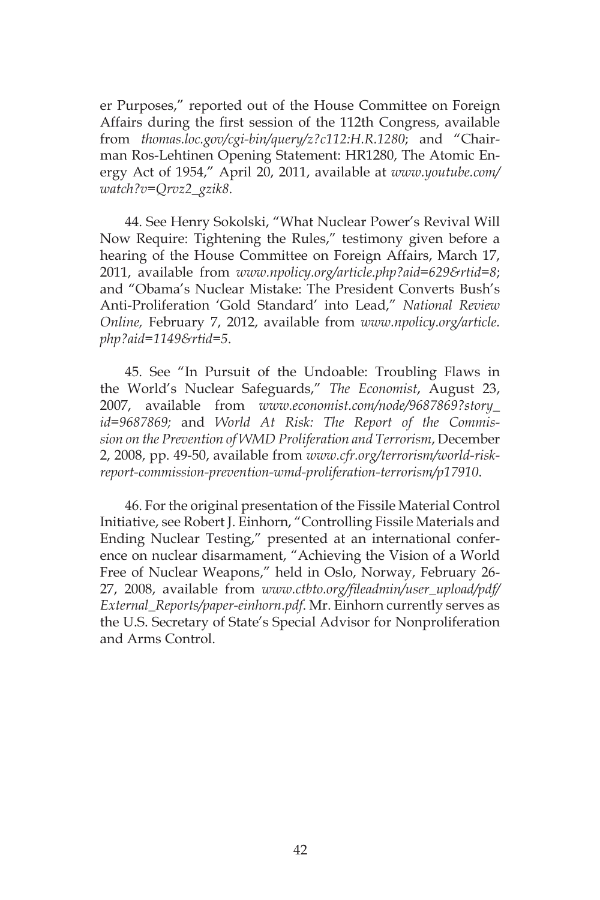er Purposes," reported out of the House Committee on Foreign Affairs during the first session of the 112th Congress, available from *thomas.loc.gov/cgi-bin/query/z?c112:H.R.1280*; and "Chairman Ros-Lehtinen Opening Statement: HR1280, The Atomic Energy Act of 1954," April 20, 2011, available at *www.youtube.com/watch?v=Qrvz2_gzik8*.

44. See Henry Sokolski, "What Nuclear Power's Revival Will Now Require: Tightening the Rules," testimony given before a hearing of the House Committee on Foreign Affairs, March 17, 2011, available from *www.npolicy.org/article.php?aid=629&rtid=8*; and "Obama's Nuclear Mistake: The President Converts Bush's Anti-Proliferation 'Gold Standard' into Lead," *National Review Online,* February 7, 2012, available from *www.npolicy.org/article.php?aid=1149&rtid=5*.

45. See "In Pursuit of the Undoable: Troubling Flaws in the World's Nuclear Safeguards," *The Economist*, August 23, 2007, available from *www.economist.com/node/9687869?story_id=9687869;* and *World At Risk: The Report of the Commission on the Prevention of WMD Proliferation and Terrorism*, December 2, 2008, pp. 49-50, available from *www.cfr.org/terrorism/world-risk-report-commission-prevention-wmd-proliferation-terrorism/p17910*.

46. For the original presentation of the Fissile Material Control Initiative, see Robert J. Einhorn, "Controlling Fissile Materials and Ending Nuclear Testing," presented at an international conference on nuclear disarmament, "Achieving the Vision of a World Free of Nuclear Weapons," held in Oslo, Norway, February 26-27, 2008, available from *www.ctbto.org/fileadmin/user_upload/pdf/External_Reports/paper-einhorn.pdf*. Mr. Einhorn currently serves as the U.S. Secretary of State's Special Advisor for Nonproliferation and Arms Control.